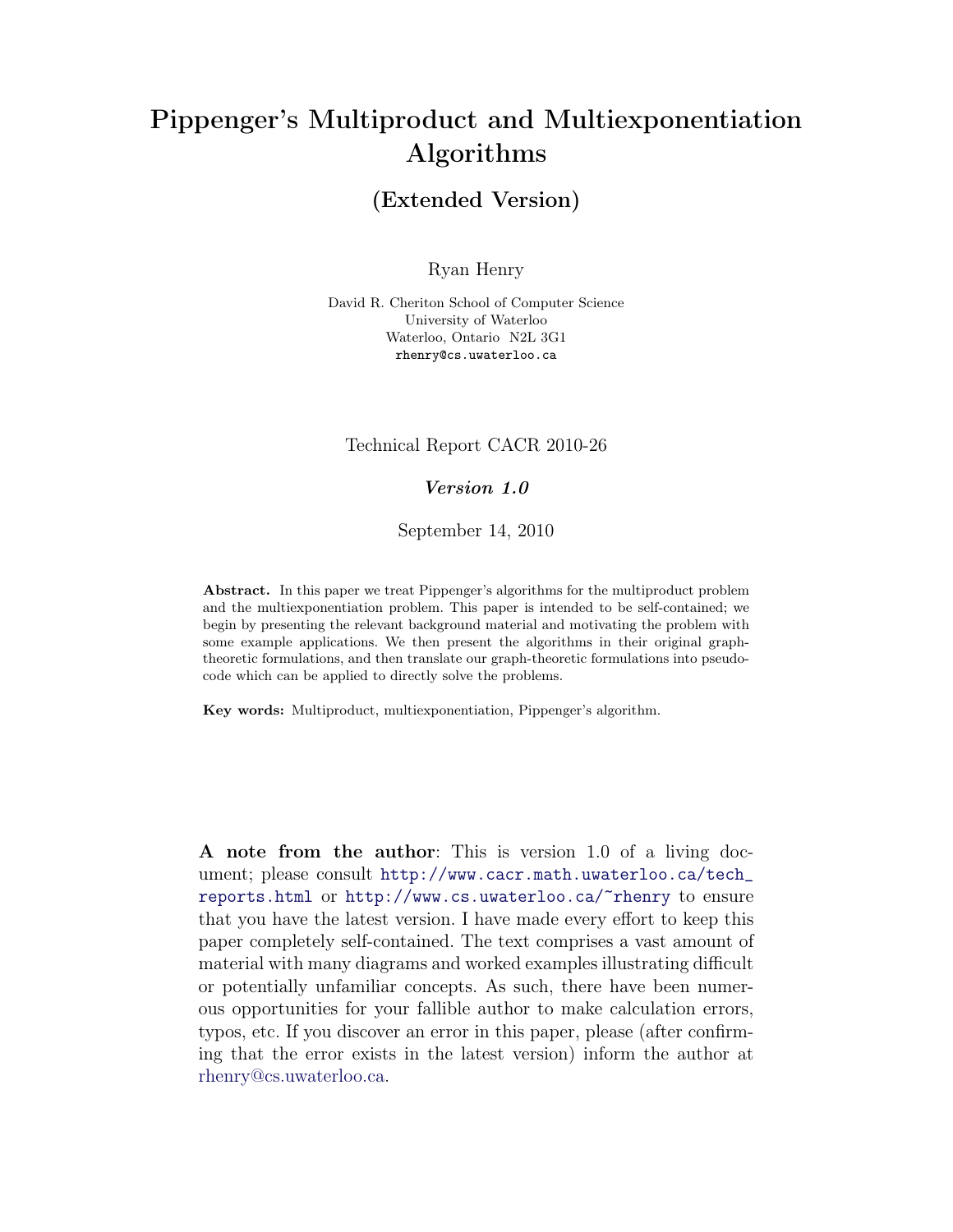# Pippenger's Multiproduct and Multiexponentiation Algorithms

## (Extended Version)

Ryan Henry

David R. Cheriton School of Computer Science
University of Waterloo
Waterloo, Ontario N2L 3G1
rhenry@cs.uwaterloo.ca

Technical Report CACR 2010-26

***Version 1.0***

September 14, 2010

**Abstract.** In this paper we treat Pippenger's algorithms for the multiproduct problem and the multiexponentiation problem. This paper is intended to be self-contained; we begin by presenting the relevant background material and motivating the problem with some example applications. We then present the algorithms in their original graph-theoretic formulations, and then translate our graph-theoretic formulations into pseudocode which can be applied to directly solve the problems.

**Key words:** Multiproduct, multiexponentiation, Pippenger's algorithm.

**A note from the author**: This is version 1.0 of a living document; please consult http://www.cacr.math.uwaterloo.ca/tech_reports.html or http://www.cs.uwaterloo.ca/~rhenry to ensure that you have the latest version. I have made every effort to keep this paper completely self-contained. The text comprises a vast amount of material with many diagrams and worked examples illustrating difficult or potentially unfamiliar concepts. As such, there have been numerous opportunities for your fallible author to make calculation errors, typos, etc. If you discover an error in this paper, please (after confirming that the error exists in the latest version) inform the author at rhenry@cs.uwaterloo.ca.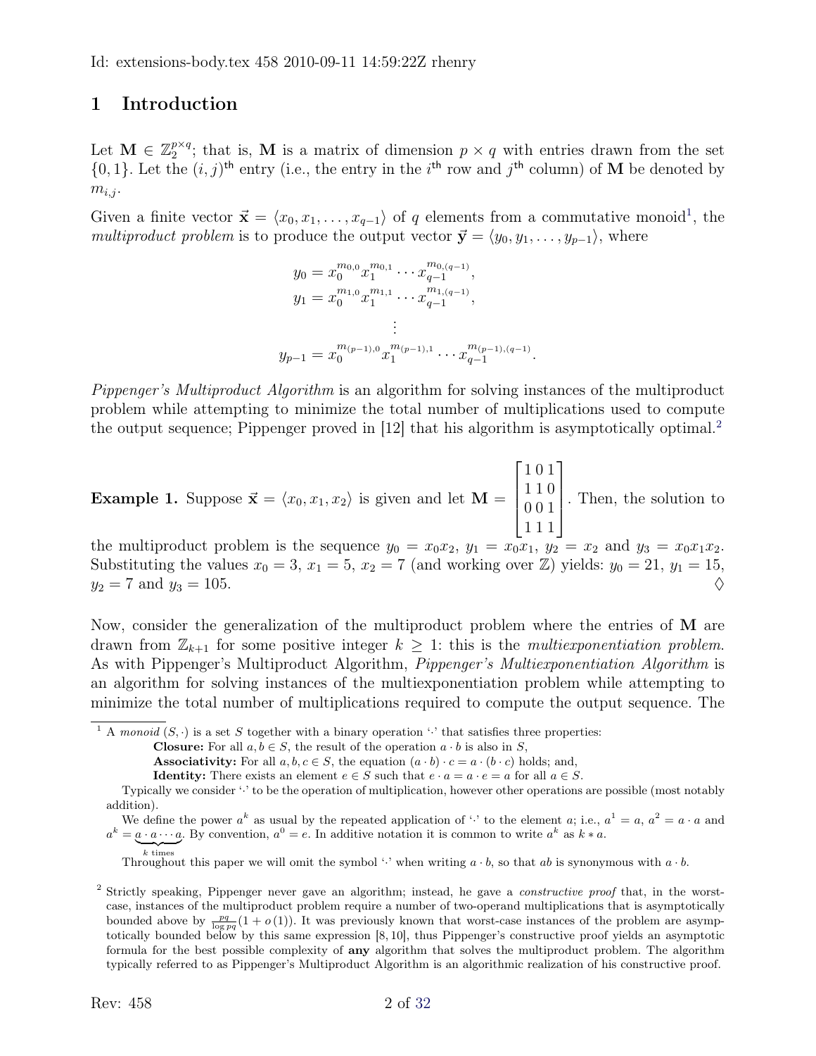Id: extensions-body.tex 458 2010-09-11 14:59:22Z rhenry

# 1 Introduction

Let $\mathbf{M} \in \mathbb{Z}_2^{p \times q}$; that is, $\mathbf{M}$ is a matrix of dimension $p \times q$ with entries drawn from the set $\{0, 1\}$. Let the $(i, j)^{\text{th}}$ entry (i.e., the entry in the $i^{\text{th}}$ row and $j^{\text{th}}$ column) of $\mathbf{M}$ be denoted by $m_{i,j}$.

Given a finite vector $\vec{\mathbf{x}} = \langle x_0, x_1, \ldots, x_{q-1} \rangle$ of $q$ elements from a commutative monoid[1], the *multiproduct problem* is to produce the output vector $\vec{\mathbf{y}} = \langle y_0, y_1, \ldots, y_{p-1} \rangle$, where

$$
\begin{aligned}
y_0 &= x_0^{m_{0,0}} x_1^{m_{0,1}} \cdots x_{q-1}^{m_{0,(q-1)}}, \\
y_1 &= x_0^{m_{1,0}} x_1^{m_{1,1}} \cdots x_{q-1}^{m_{1,(q-1)}}, \\
&\vdots \\
y_{p-1} &= x_0^{m_{(p-1),0}} x_1^{m_{(p-1),1}} \cdots x_{q-1}^{m_{(p-1),(q-1)}}.
\end{aligned}
$$

*Pippenger's Multiproduct Algorithm* is an algorithm for solving instances of the multiproduct problem while attempting to minimize the total number of multiplications used to compute the output sequence; Pippenger proved in [12] that his algorithm is asymptotically optimal.[2]

**Example 1.** Suppose $\vec{\mathbf{x}} = \langle x_0, x_1, x_2 \rangle$ is given and let $\mathbf{M} = \begin{bmatrix} 1\,0\,1 \\ 1\,1\,0 \\ 0\,0\,1 \\ 1\,1\,1 \end{bmatrix}$. Then, the solution to the multiproduct problem is the sequence $y_0 = x_0 x_2$, $y_1 = x_0 x_1$, $y_2 = x_2$ and $y_3 = x_0 x_1 x_2$. Substituting the values $x_0 = 3$, $x_1 = 5$, $x_2 = 7$ (and working over $\mathbb{Z}$) yields: $y_0 = 21$, $y_1 = 15$, $y_2 = 7$ and $y_3 = 105$. $\Diamond$

Now, consider the generalization of the multiproduct problem where the entries of $\mathbf{M}$ are drawn from $\mathbb{Z}_{k+1}$ for some positive integer $k \geq 1$: this is the *multiexponentiation problem*. As with Pippenger's Multiproduct Algorithm, *Pippenger's Multiexponentiation Algorithm* is an algorithm for solving instances of the multiexponentiation problem while attempting to minimize the total number of multiplications required to compute the output sequence. The

---

[1] A *monoid* $(S, \cdot)$ is a set $S$ together with a binary operation '$\cdot$' that satisfies three properties:

**Closure:** For all $a, b \in S$, the result of the operation $a \cdot b$ is also in $S$,

**Associativity:** For all $a, b, c \in S$, the equation $(a \cdot b) \cdot c = a \cdot (b \cdot c)$ holds; and,

**Identity:** There exists an element $e \in S$ such that $e \cdot a = a \cdot e = a$ for all $a \in S$.

Typically we consider '$\cdot$' to be the operation of multiplication, however other operations are possible (most notably addition).

We define the power $a^k$ as usual by the repeated application of '$\cdot$' to the element $a$; i.e., $a^1 = a$, $a^2 = a \cdot a$ and $a^k = \underbrace{a \cdot a \cdots a}_{k \text{ times}}$. By convention, $a^0 = e$. In additive notation it is common to write $a^k$ as $k * a$.

Throughout this paper we will omit the symbol '$\cdot$' when writing $a \cdot b$, so that $ab$ is synonymous with $a \cdot b$.

[2] Strictly speaking, Pippenger never gave an algorithm; instead, he gave a *constructive proof* that, in the worst-case, instances of the multiproduct problem require a number of two-operand multiplications that is asymptotically bounded above by $\frac{pq}{\log pq}(1 + o(1))$. It was previously known that worst-case instances of the problem are asymptotically bounded below by this same expression [8, 10], thus Pippenger's constructive proof yields an asymptotic formula for the best possible complexity of **any** algorithm that solves the multiproduct problem. The algorithm typically referred to as Pippenger's Multiproduct Algorithm is an algorithmic realization of his constructive proof.

Rev: 458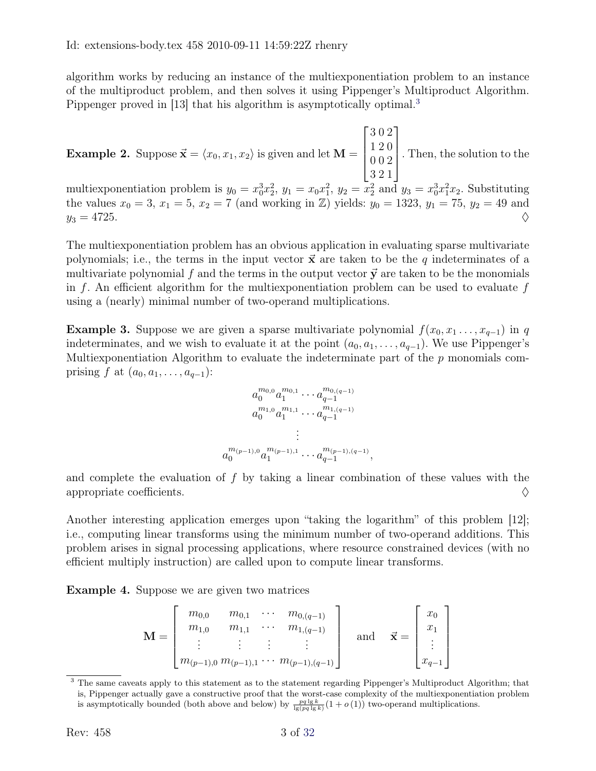algorithm works by reducing an instance of the multiexponentiation problem to an instance of the multiproduct problem, and then solves it using Pippenger's Multiproduct Algorithm. Pippenger proved in [13] that his algorithm is asymptotically optimal.[3]

**Example 2.** Suppose $\vec{\mathbf{x}} = \langle x_0, x_1, x_2 \rangle$ is given and let $\mathbf{M} = \begin{bmatrix} 3\,0\,2 \\ 1\,2\,0 \\ 0\,0\,2 \\ 3\,2\,1 \end{bmatrix}$. Then, the solution to the multiexponentiation problem is $y_0 = x_0^3 x_2^2$, $y_1 = x_0 x_1^2$, $y_2 = x_2^2$ and $y_3 = x_0^3 x_1^2 x_2$. Substituting the values $x_0 = 3$, $x_1 = 5$, $x_2 = 7$ (and working in $\mathbb{Z}$) yields: $y_0 = 1323$, $y_1 = 75$, $y_2 = 49$ and $y_3 = 4725$. ◊

The multiexponentiation problem has an obvious application in evaluating sparse multivariate polynomials; i.e., the terms in the input vector $\vec{\mathbf{x}}$ are taken to be the $q$ indeterminates of a multivariate polynomial $f$ and the terms in the output vector $\vec{\mathbf{y}}$ are taken to be the monomials in $f$. An efficient algorithm for the multiexponentiation problem can be used to evaluate $f$ using a (nearly) minimal number of two-operand multiplications.

**Example 3.** Suppose we are given a sparse multivariate polynomial $f(x_0, x_1 \ldots, x_{q-1})$ in $q$ indeterminates, and we wish to evaluate it at the point $(a_0, a_1, \ldots, a_{q-1})$. We use Pippenger's Multiexponentiation Algorithm to evaluate the indeterminate part of the $p$ monomials comprising $f$ at $(a_0, a_1, \ldots, a_{q-1})$:

$$\begin{gathered} a_0^{m_{0,0}} a_1^{m_{0,1}} \cdots a_{q-1}^{m_{0,(q-1)}} \\ a_0^{m_{1,0}} a_1^{m_{1,1}} \cdots a_{q-1}^{m_{1,(q-1)}} \\ \vdots \\ a_0^{m_{(p-1),0}} a_1^{m_{(p-1),1}} \cdots a_{q-1}^{m_{(p-1),(q-1)}}, \end{gathered}$$

and complete the evaluation of $f$ by taking a linear combination of these values with the appropriate coefficients. ◊

Another interesting application emerges upon "taking the logarithm" of this problem [12]; i.e., computing linear transforms using the minimum number of two-operand additions. This problem arises in signal processing applications, where resource constrained devices (with no efficient multiply instruction) are called upon to compute linear transforms.

**Example 4.** Suppose we are given two matrices

$$\mathbf{M} = \begin{bmatrix} m_{0,0} & m_{0,1} & \cdots & m_{0,(q-1)} \\ m_{1,0} & m_{1,1} & \cdots & m_{1,(q-1)} \\ \vdots & \vdots & \vdots & \vdots \\ m_{(p-1),0} & m_{(p-1),1} & \cdots & m_{(p-1),(q-1)} \end{bmatrix} \quad \text{and} \quad \vec{\mathbf{x}} = \begin{bmatrix} x_0 \\ x_1 \\ \vdots \\ x_{q-1} \end{bmatrix}$$

[3] The same caveats apply to this statement as to the statement regarding Pippenger's Multiproduct Algorithm; that is, Pippenger actually gave a constructive proof that the worst-case complexity of the multiexponentiation problem is asymptotically bounded (both above and below) by $\frac{pq \lg k}{\lg(pq \lg k)}(1 + o(1))$ two-operand multiplications.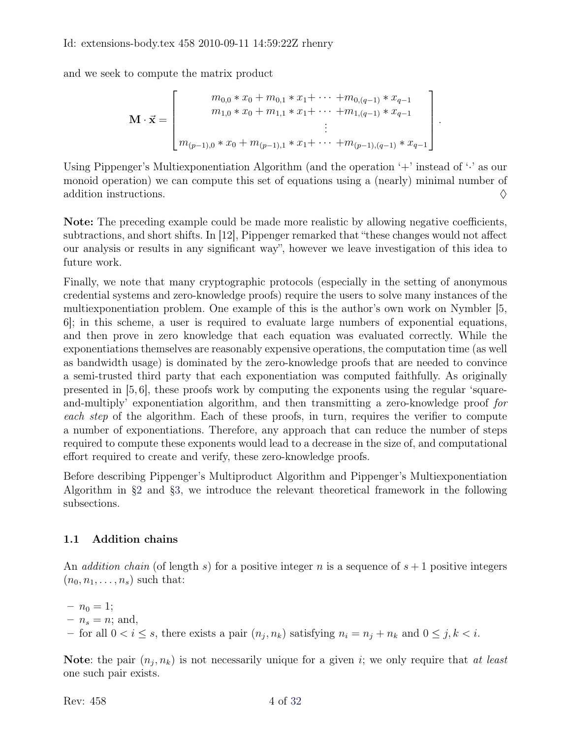and we seek to compute the matrix product

$$\mathbf{M} \cdot \vec{\mathbf{x}} = \begin{bmatrix} m_{0,0} * x_0 + m_{0,1} * x_1 + \cdots + m_{0,(q-1)} * x_{q-1} \\ m_{1,0} * x_0 + m_{1,1} * x_1 + \cdots + m_{1,(q-1)} * x_{q-1} \\ \vdots \\ m_{(p-1),0} * x_0 + m_{(p-1),1} * x_1 + \cdots + m_{(p-1),(q-1)} * x_{q-1} \end{bmatrix}.$$

Using Pippenger's Multiexponentiation Algorithm (and the operation '+' instead of '$\cdot$' as our monoid operation) we can compute this set of equations using a (nearly) minimal number of addition instructions. ◊

**Note:** The preceding example could be made more realistic by allowing negative coefficients, subtractions, and short shifts. In [12], Pippenger remarked that "these changes would not affect our analysis or results in any significant way", however we leave investigation of this idea to future work.

Finally, we note that many cryptographic protocols (especially in the setting of anonymous credential systems and zero-knowledge proofs) require the users to solve many instances of the multiexponentiation problem. One example of this is the author's own work on Nymbler [5, 6]; in this scheme, a user is required to evaluate large numbers of exponential equations, and then prove in zero knowledge that each equation was evaluated correctly. While the exponentiations themselves are reasonably expensive operations, the computation time (as well as bandwidth usage) is dominated by the zero-knowledge proofs that are needed to convince a semi-trusted third party that each exponentiation was computed faithfully. As originally presented in [5, 6], these proofs work by computing the exponents using the regular 'square-and-multiply' exponentiation algorithm, and then transmitting a zero-knowledge proof *for each step* of the algorithm. Each of these proofs, in turn, requires the verifier to compute a number of exponentiations. Therefore, any approach that can reduce the number of steps required to compute these exponents would lead to a decrease in the size of, and computational effort required to create and verify, these zero-knowledge proofs.

Before describing Pippenger's Multiproduct Algorithm and Pippenger's Multiexponentiation Algorithm in §2 and §3, we introduce the relevant theoretical framework in the following subsections.

### 1.1 Addition chains

An *addition chain* (of length $s$) for a positive integer $n$ is a sequence of $s+1$ positive integers $(n_0, n_1, \ldots, n_s)$ such that:

- $n_0 = 1$;
- $n_s = n$; and,
- for all $0 < i \leq s$, there exists a pair $(n_j, n_k)$ satisfying $n_i = n_j + n_k$ and $0 \leq j, k < i$.

**Note**: the pair $(n_j, n_k)$ is not necessarily unique for a given $i$; we only require that *at least* one such pair exists.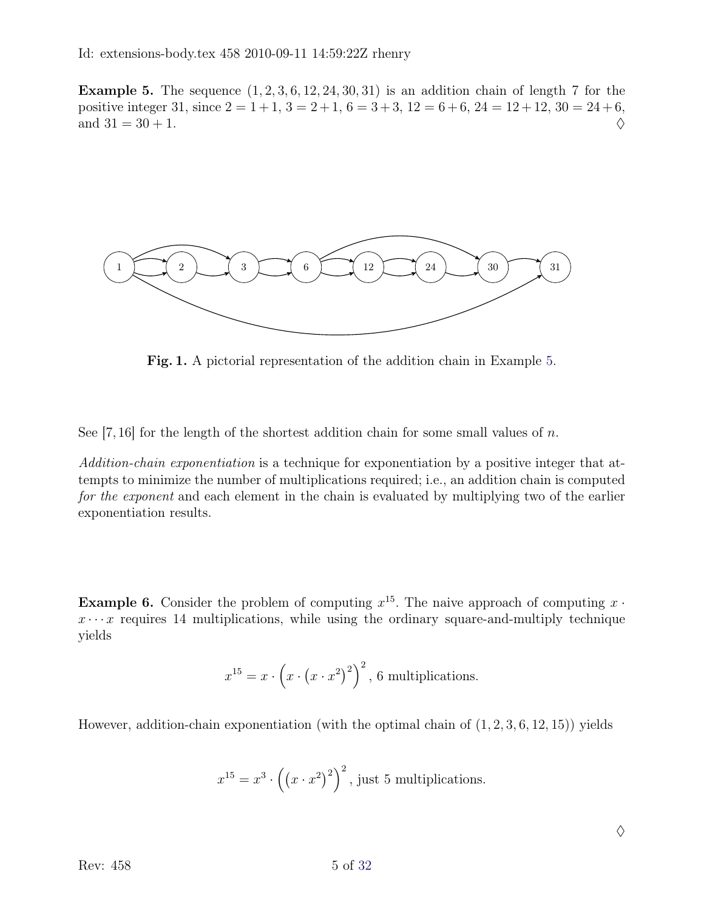**Example 5.** The sequence $(1, 2, 3, 6, 12, 24, 30, 31)$ is an addition chain of length 7 for the positive integer 31, since $2 = 1 + 1$, $3 = 2 + 1$, $6 = 3 + 3$, $12 = 6 + 6$, $24 = 12 + 12$, $30 = 24 + 6$, and $31 = 30 + 1$. ♢

**Fig. 1.** A pictorial representation of the addition chain in Example 5.

See [7, 16] for the length of the shortest addition chain for some small values of $n$.

*Addition-chain exponentiation* is a technique for exponentiation by a positive integer that attempts to minimize the number of multiplications required; i.e., an addition chain is computed *for the exponent* and each element in the chain is evaluated by multiplying two of the earlier exponentiation results.

**Example 6.** Consider the problem of computing $x^{15}$. The naive approach of computing $x \cdot x \cdots x$ requires 14 multiplications, while using the ordinary square-and-multiply technique yields

$$x^{15} = x \cdot \left(x \cdot \left(x \cdot x^2\right)^2\right)^2 \text{, 6 multiplications.}$$

However, addition-chain exponentiation (with the optimal chain of $(1, 2, 3, 6, 12, 15)$) yields

$$x^{15} = x^3 \cdot \left(\left(x \cdot x^2\right)^2\right)^2 \text{, just 5 multiplications.}$$

♢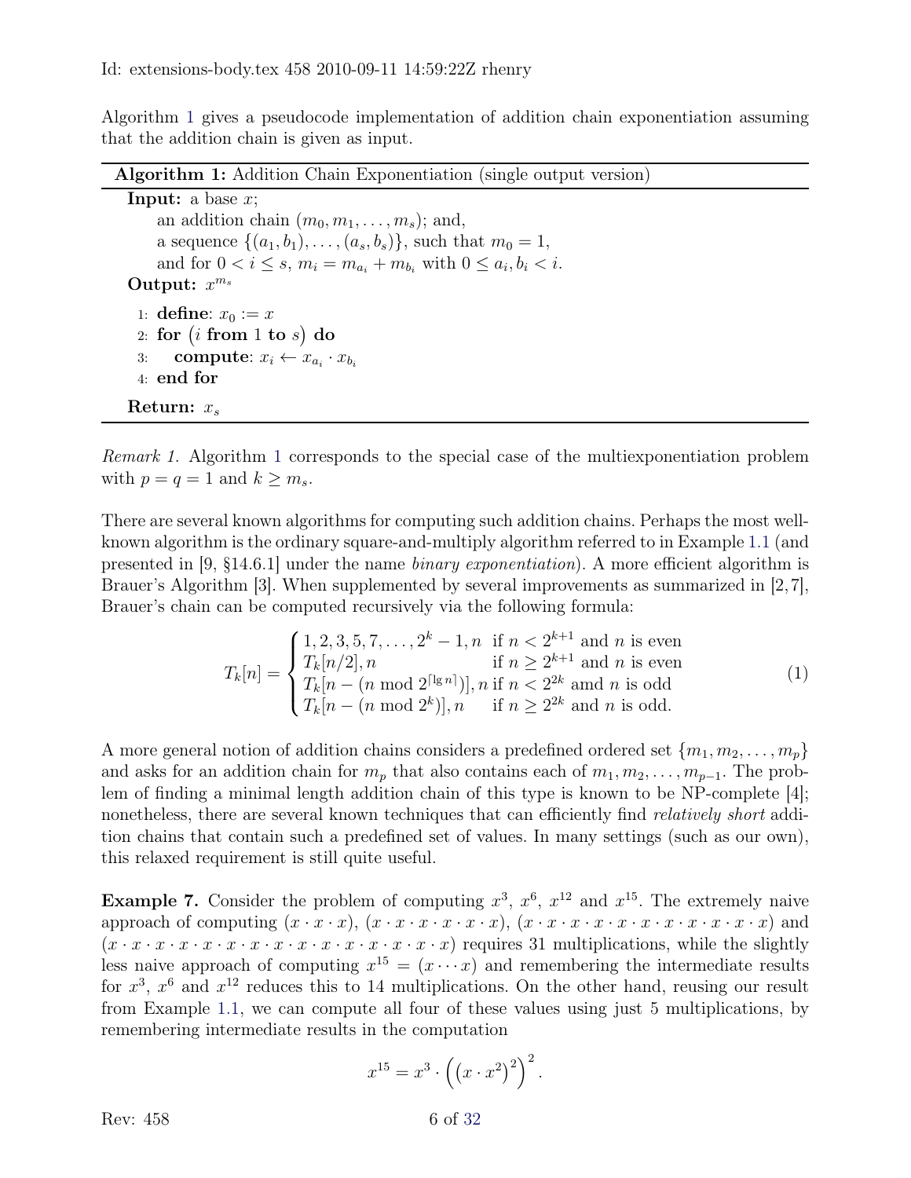Algorithm 1 gives a pseudocode implementation of addition chain exponentiation assuming that the addition chain is given as input.

**Algorithm 1:** Addition Chain Exponentiation (single output version)

**Input:** a base $x$;
an addition chain $(m_0, m_1, \ldots, m_s)$; and,
a sequence $\{(a_1, b_1), \ldots, (a_s, b_s)\}$, such that $m_0 = 1$,
and for $0 < i \leq s$, $m_i = m_{a_i} + m_{b_i}$ with $0 \leq a_i, b_i < i$.
**Output:** $x^{m_s}$

```
1: define: x_0 := x
2: for (i from 1 to s) do
3:     compute: x_i ← x_{a_i} · x_{b_i}
4: end for
Return: x_s
```

*Remark 1.* Algorithm 1 corresponds to the special case of the multiexponentiation problem with $p = q = 1$ and $k \geq m_s$.

There are several known algorithms for computing such addition chains. Perhaps the most well-known algorithm is the ordinary square-and-multiply algorithm referred to in Example 1.1 (and presented in [9, §14.6.1] under the name *binary exponentiation*). A more efficient algorithm is Brauer's Algorithm [3]. When supplemented by several improvements as summarized in [2,7], Brauer's chain can be computed recursively via the following formula:

$$T_k[n] = \begin{cases} 1, 2, 3, 5, 7, \ldots, 2^k - 1, n & \text{if } n < 2^{k+1} \text{ and } n \text{ is even} \\ T_k[n/2], n & \text{if } n \geq 2^{k+1} \text{ and } n \text{ is even} \\ T_k[n - (n \bmod 2^{\lceil \lg n \rceil})], n & \text{if } n < 2^{2k} \text{ amd } n \text{ is odd} \\ T_k[n - (n \bmod 2^k)], n & \text{if } n \geq 2^{2k} \text{ and } n \text{ is odd.} \end{cases} \tag{1}$$

A more general notion of addition chains considers a predefined ordered set $\{m_1, m_2, \ldots, m_p\}$ and asks for an addition chain for $m_p$ that also contains each of $m_1, m_2, \ldots, m_{p-1}$. The problem of finding a minimal length addition chain of this type is known to be NP-complete [4]; nonetheless, there are several known techniques that can efficiently find *relatively short* addition chains that contain such a predefined set of values. In many settings (such as our own), this relaxed requirement is still quite useful.

**Example 7.** Consider the problem of computing $x^3$, $x^6$, $x^{12}$ and $x^{15}$. The extremely naive approach of computing $(x \cdot x \cdot x)$, $(x \cdot x \cdot x \cdot x \cdot x \cdot x)$, $(x \cdot x \cdot x \cdot x \cdot x \cdot x \cdot x \cdot x \cdot x \cdot x \cdot x \cdot x)$ and $(x \cdot x \cdot x \cdot x \cdot x \cdot x \cdot x \cdot x \cdot x \cdot x \cdot x \cdot x \cdot x \cdot x \cdot x)$ requires 31 multiplications, while the slightly less naive approach of computing $x^{15} = (x \cdots x)$ and remembering the intermediate results for $x^3$, $x^6$ and $x^{12}$ reduces this to 14 multiplications. On the other hand, reusing our result from Example 1.1, we can compute all four of these values using just 5 multiplications, by remembering intermediate results in the computation

$$x^{15} = x^3 \cdot \left( \left( x \cdot x^2 \right)^2 \right)^2.$$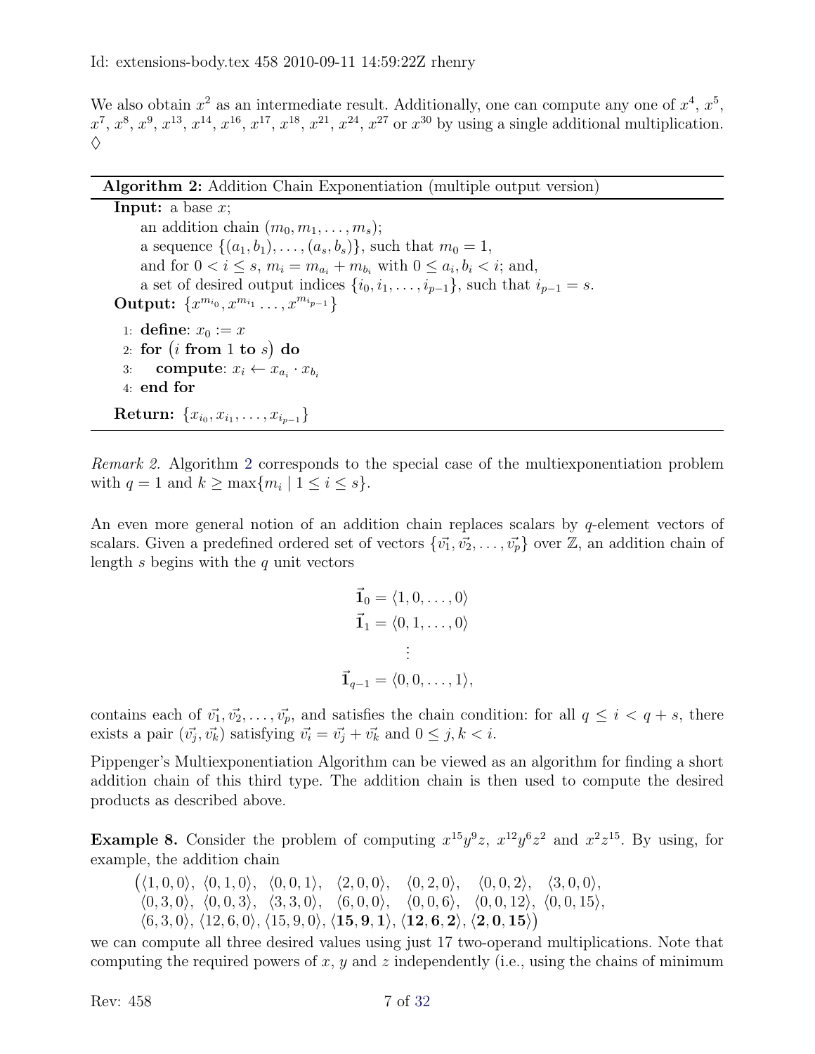We also obtain $x^2$ as an intermediate result. Additionally, one can compute any one of $x^4$, $x^5$, $x^7$, $x^8$, $x^9$, $x^{13}$, $x^{14}$, $x^{16}$, $x^{17}$, $x^{18}$, $x^{21}$, $x^{24}$, $x^{27}$ or $x^{30}$ by using a single additional multiplication. ♢

---

**Algorithm 2:** Addition Chain Exponentiation (multiple output version)

---

**Input:** a base $x$;
  an addition chain $(m_0, m_1, \ldots, m_s)$;
  a sequence $\{(a_1, b_1), \ldots, (a_s, b_s)\}$, such that $m_0 = 1$,
  and for $0 < i \le s$, $m_i = m_{a_i} + m_{b_i}$ with $0 \le a_i, b_i < i$; and,
  a set of desired output indices $\{i_0, i_1, \ldots, i_{p-1}\}$, such that $i_{p-1} = s$.

**Output:** $\{x^{m_{i_0}}, x^{m_{i_1}} \ldots, x^{m_{i_{p-1}}}\}$

1: **define**: $x_0 := x$
2: **for** $(i$ **from** $1$ **to** $s)$ **do**
3:   **compute**: $x_i \leftarrow x_{a_i} \cdot x_{b_i}$
4: **end for**

**Return:** $\{x_{i_0}, x_{i_1}, \ldots, x_{i_{p-1}}\}$

---

*Remark 2.* Algorithm 2 corresponds to the special case of the multiexponentiation problem with $q = 1$ and $k \ge \max\{m_i \mid 1 \le i \le s\}$.

An even more general notion of an addition chain replaces scalars by $q$-element vectors of scalars. Given a predefined ordered set of vectors $\{\vec{v_1}, \vec{v_2}, \ldots, \vec{v_p}\}$ over $\mathbb{Z}$, an addition chain of length $s$ begins with the $q$ unit vectors

$$\begin{aligned}
\vec{\mathbf{1}}_0 &= \langle 1, 0, \ldots, 0\rangle \\
\vec{\mathbf{1}}_1 &= \langle 0, 1, \ldots, 0\rangle \\
&\vdots \\
\vec{\mathbf{1}}_{q-1} &= \langle 0, 0, \ldots, 1\rangle,
\end{aligned}$$

contains each of $\vec{v_1}, \vec{v_2}, \ldots, \vec{v_p}$, and satisfies the chain condition: for all $q \le i < q + s$, there exists a pair $(\vec{v_j}, \vec{v_k})$ satisfying $\vec{v_i} = \vec{v_j} + \vec{v_k}$ and $0 \le j, k < i$.

Pippenger's Multiexponentiation Algorithm can be viewed as an algorithm for finding a short addition chain of this third type. The addition chain is then used to compute the desired products as described above.

**Example 8.** Consider the problem of computing $x^{15}y^9z$, $x^{12}y^6z^2$ and $x^2z^{15}$. By using, for example, the addition chain

$$\big(\langle 1,0,0\rangle,\ \langle 0,1,0\rangle,\ \langle 0,0,1\rangle,\ \langle 2,0,0\rangle,\ \langle 0,2,0\rangle,\ \langle 0,0,2\rangle,\ \langle 3,0,0\rangle,$$
$$\langle 0,3,0\rangle,\ \langle 0,0,3\rangle,\ \langle 3,3,0\rangle,\ \langle 6,0,0\rangle,\ \langle 0,0,6\rangle,\ \langle 0,0,12\rangle,\ \langle 0,0,15\rangle,$$
$$\langle 6,3,0\rangle,\ \langle 12,6,0\rangle,\ \langle 15,9,0\rangle,\ \langle \mathbf{15},\mathbf{9},\mathbf{1}\rangle,\ \langle \mathbf{12},\mathbf{6},\mathbf{2}\rangle,\ \langle \mathbf{2},\mathbf{0},\mathbf{15}\rangle\big)$$

we can compute all three desired values using just 17 two-operand multiplications. Note that computing the required powers of $x$, $y$ and $z$ independently (i.e., using the chains of minimum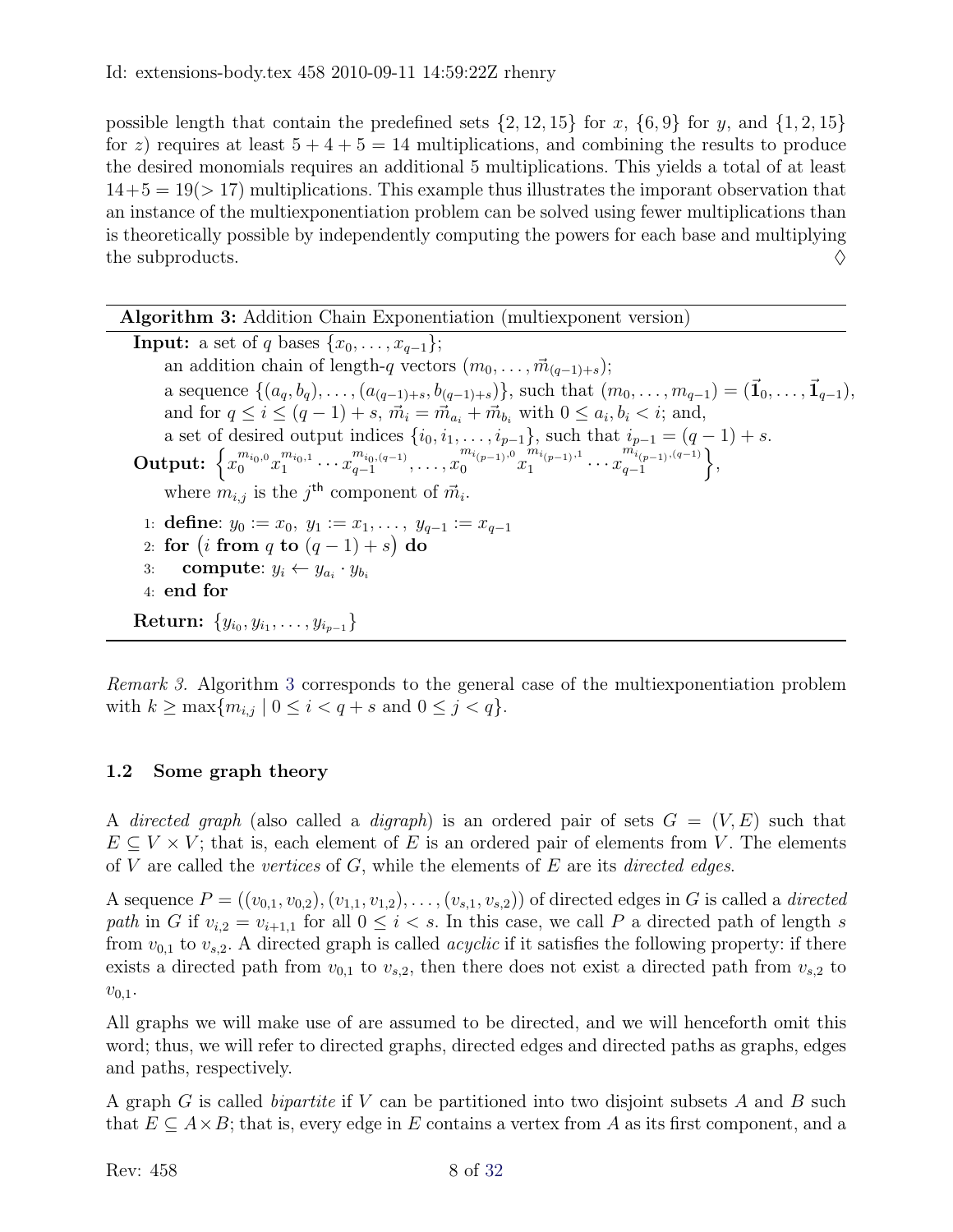possible length that contain the predefined sets $\{2, 12, 15\}$ for $x$, $\{6, 9\}$ for $y$, and $\{1, 2, 15\}$ for $z$) requires at least $5 + 4 + 5 = 14$ multiplications, and combining the results to produce the desired monomials requires an additional 5 multiplications. This yields a total of at least $14+5 = 19(> 17)$ multiplications. This example thus illustrates the imporant observation that an instance of the multiexponentiation problem can be solved using fewer multiplications than is theoretically possible by independently computing the powers for each base and multiplying the subproducts. ♢

---

**Algorithm 3:** Addition Chain Exponentiation (multiexponent version)

---

**Input:** a set of $q$ bases $\{x_0, \ldots, x_{q-1}\}$;
an addition chain of length-$q$ vectors $(m_0, \ldots, \vec{m}_{(q-1)+s})$;
a sequence $\{(a_q, b_q), \ldots, (a_{(q-1)+s}, b_{(q-1)+s})\}$, such that $(m_0, \ldots, m_{q-1}) = (\vec{\mathbf{1}}_0, \ldots, \vec{\mathbf{1}}_{q-1})$, and for $q \le i \le (q-1) + s$, $\vec{m}_i = \vec{m}_{a_i} + \vec{m}_{b_i}$ with $0 \le a_i, b_i < i$; and,
a set of desired output indices $\{i_0, i_1, \ldots, i_{p-1}\}$, such that $i_{p-1} = (q-1) + s$.

**Output:** $\left\{x_0^{m_{i_0,0}} x_1^{m_{i_0,1}} \cdots x_{q-1}^{m_{i_0,(q-1)}}, \ldots, x_0^{m_{i_{(p-1)},0}} x_1^{m_{i_{(p-1)},1}} \cdots x_{q-1}^{m_{i_{(p-1)},(q-1)}}\right\}$,
where $m_{i,j}$ is the $j^{\text{th}}$ component of $\vec{m}_i$.

1: **define**: $y_0 := x_0,\ y_1 := x_1, \ldots,\ y_{q-1} := x_{q-1}$
2: **for** $\big(i$ **from** $q$ **to** $(q-1) + s\big)$ **do**
3: **compute**: $y_i \leftarrow y_{a_i} \cdot y_{b_i}$
4: **end for**

**Return:** $\{y_{i_0}, y_{i_1}, \ldots, y_{i_{p-1}}\}$

---

*Remark 3.* Algorithm 3 corresponds to the general case of the multiexponentiation problem with $k \ge \max\{m_{i,j} \mid 0 \le i < q + s \text{ and } 0 \le j < q\}$.

### 1.2 Some graph theory

A *directed graph* (also called a *digraph*) is an ordered pair of sets $G = (V, E)$ such that $E \subseteq V \times V$; that is, each element of $E$ is an ordered pair of elements from $V$. The elements of $V$ are called the *vertices* of $G$, while the elements of $E$ are its *directed edges*.

A sequence $P = ((v_{0,1}, v_{0,2}), (v_{1,1}, v_{1,2}), \ldots, (v_{s,1}, v_{s,2}))$ of directed edges in $G$ is called a *directed path* in $G$ if $v_{i,2} = v_{i+1,1}$ for all $0 \le i < s$. In this case, we call $P$ a directed path of length $s$ from $v_{0,1}$ to $v_{s,2}$. A directed graph is called *acyclic* if it satisfies the following property: if there exists a directed path from $v_{0,1}$ to $v_{s,2}$, then there does not exist a directed path from $v_{s,2}$ to $v_{0,1}$.

All graphs we will make use of are assumed to be directed, and we will henceforth omit this word; thus, we will refer to directed graphs, directed edges and directed paths as graphs, edges and paths, respectively.

A graph $G$ is called *bipartite* if $V$ can be partitioned into two disjoint subsets $A$ and $B$ such that $E \subseteq A \times B$; that is, every edge in $E$ contains a vertex from $A$ as its first component, and a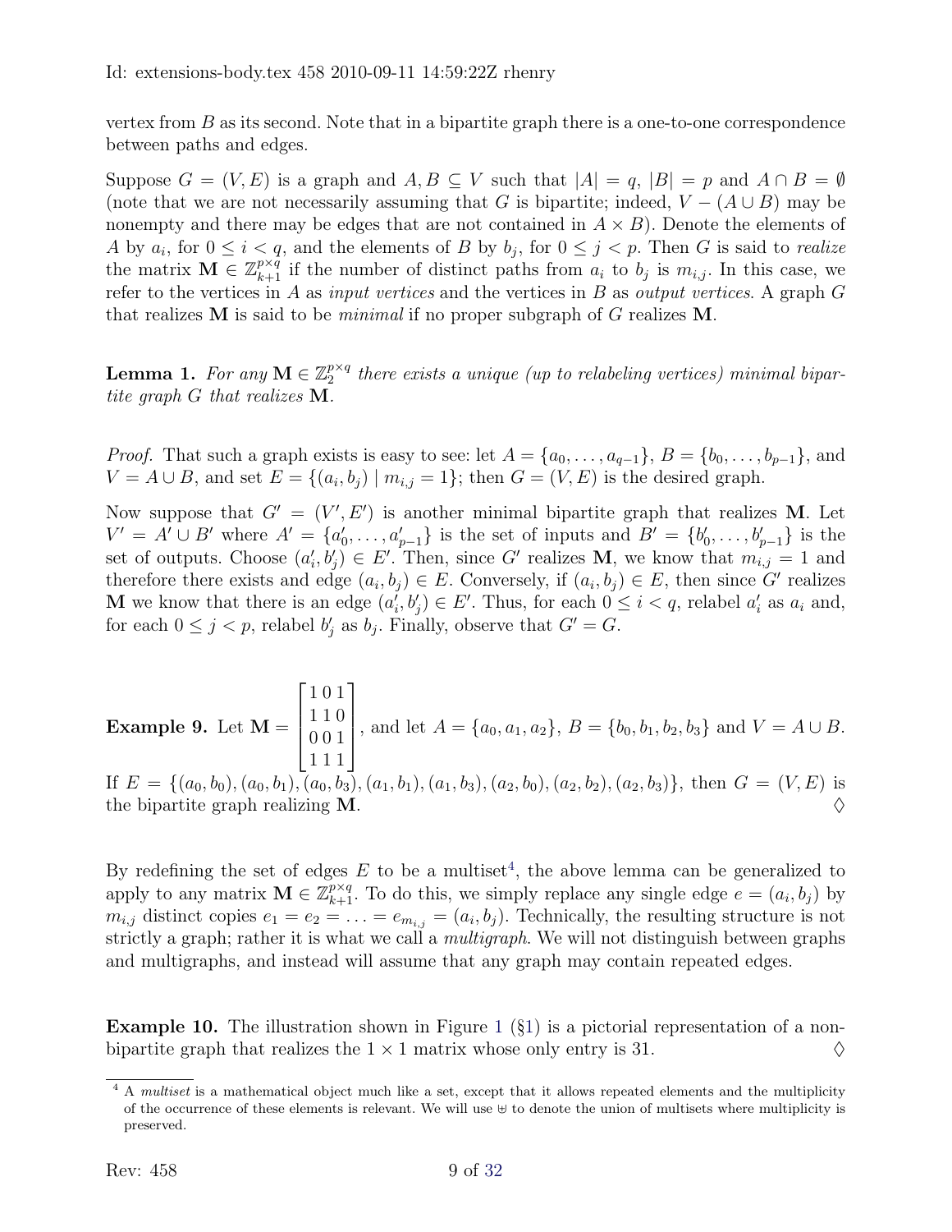vertex from $B$ as its second. Note that in a bipartite graph there is a one-to-one correspondence between paths and edges.

Suppose $G = (V, E)$ is a graph and $A, B \subseteq V$ such that $|A| = q$, $|B| = p$ and $A \cap B = \emptyset$ (note that we are not necessarily assuming that $G$ is bipartite; indeed, $V - (A \cup B)$ may be nonempty and there may be edges that are not contained in $A \times B$). Denote the elements of $A$ by $a_i$, for $0 \leq i < q$, and the elements of $B$ by $b_j$, for $0 \leq j < p$. Then $G$ is said to *realize* the matrix $\mathbf{M} \in \mathbb{Z}_{k+1}^{p \times q}$ if the number of distinct paths from $a_i$ to $b_j$ is $m_{i,j}$. In this case, we refer to the vertices in $A$ as *input vertices* and the vertices in $B$ as *output vertices*. A graph $G$ that realizes $\mathbf{M}$ is said to be *minimal* if no proper subgraph of $G$ realizes $\mathbf{M}$.

**Lemma 1.** *For any $\mathbf{M} \in \mathbb{Z}_2^{p \times q}$ there exists a unique (up to relabeling vertices) minimal bipartite graph $G$ that realizes $\mathbf{M}$.*

*Proof.* That such a graph exists is easy to see: let $A = \{a_0, \ldots, a_{q-1}\}$, $B = \{b_0, \ldots, b_{p-1}\}$, and $V = A \cup B$, and set $E = \{(a_i, b_j) \mid m_{i,j} = 1\}$; then $G = (V, E)$ is the desired graph.

Now suppose that $G' = (V', E')$ is another minimal bipartite graph that realizes $\mathbf{M}$. Let $V' = A' \cup B'$ where $A' = \{a'_0, \ldots, a'_{p-1}\}$ is the set of inputs and $B' = \{b'_0, \ldots, b'_{p-1}\}$ is the set of outputs. Choose $(a'_i, b'_j) \in E'$. Then, since $G'$ realizes $\mathbf{M}$, we know that $m_{i,j} = 1$ and therefore there exists and edge $(a_i, b_j) \in E$. Conversely, if $(a_i, b_j) \in E$, then since $G'$ realizes $\mathbf{M}$ we know that there is an edge $(a'_i, b'_j) \in E'$. Thus, for each $0 \leq i < q$, relabel $a'_i$ as $a_i$ and, for each $0 \leq j < p$, relabel $b'_j$ as $b_j$. Finally, observe that $G' = G$.

**Example 9.** Let $\mathbf{M} = \begin{bmatrix} 1\,0\,1 \\ 1\,1\,0 \\ 0\,0\,1 \\ 1\,1\,1 \end{bmatrix}$, and let $A = \{a_0, a_1, a_2\}$, $B = \{b_0, b_1, b_2, b_3\}$ and $V = A \cup B$. If $E = \{(a_0, b_0), (a_0, b_1), (a_0, b_3), (a_1, b_1), (a_1, b_3), (a_2, b_0), (a_2, b_2), (a_2, b_3)\}$, then $G = (V, E)$ is the bipartite graph realizing $\mathbf{M}$. ♢

By redefining the set of edges $E$ to be a multiset[4], the above lemma can be generalized to apply to any matrix $\mathbf{M} \in \mathbb{Z}_{k+1}^{p \times q}$. To do this, we simply replace any single edge $e = (a_i, b_j)$ by $m_{i,j}$ distinct copies $e_1 = e_2 = \ldots = e_{m_{i,j}} = (a_i, b_j)$. Technically, the resulting structure is not strictly a graph; rather it is what we call a *multigraph*. We will not distinguish between graphs and multigraphs, and instead will assume that any graph may contain repeated edges.

**Example 10.** The illustration shown in Figure 1 (§1) is a pictorial representation of a non-bipartite graph that realizes the $1 \times 1$ matrix whose only entry is 31. ♢

[4] A *multiset* is a mathematical object much like a set, except that it allows repeated elements and the multiplicity of the occurrence of these elements is relevant. We will use $\uplus$ to denote the union of multisets where multiplicity is preserved.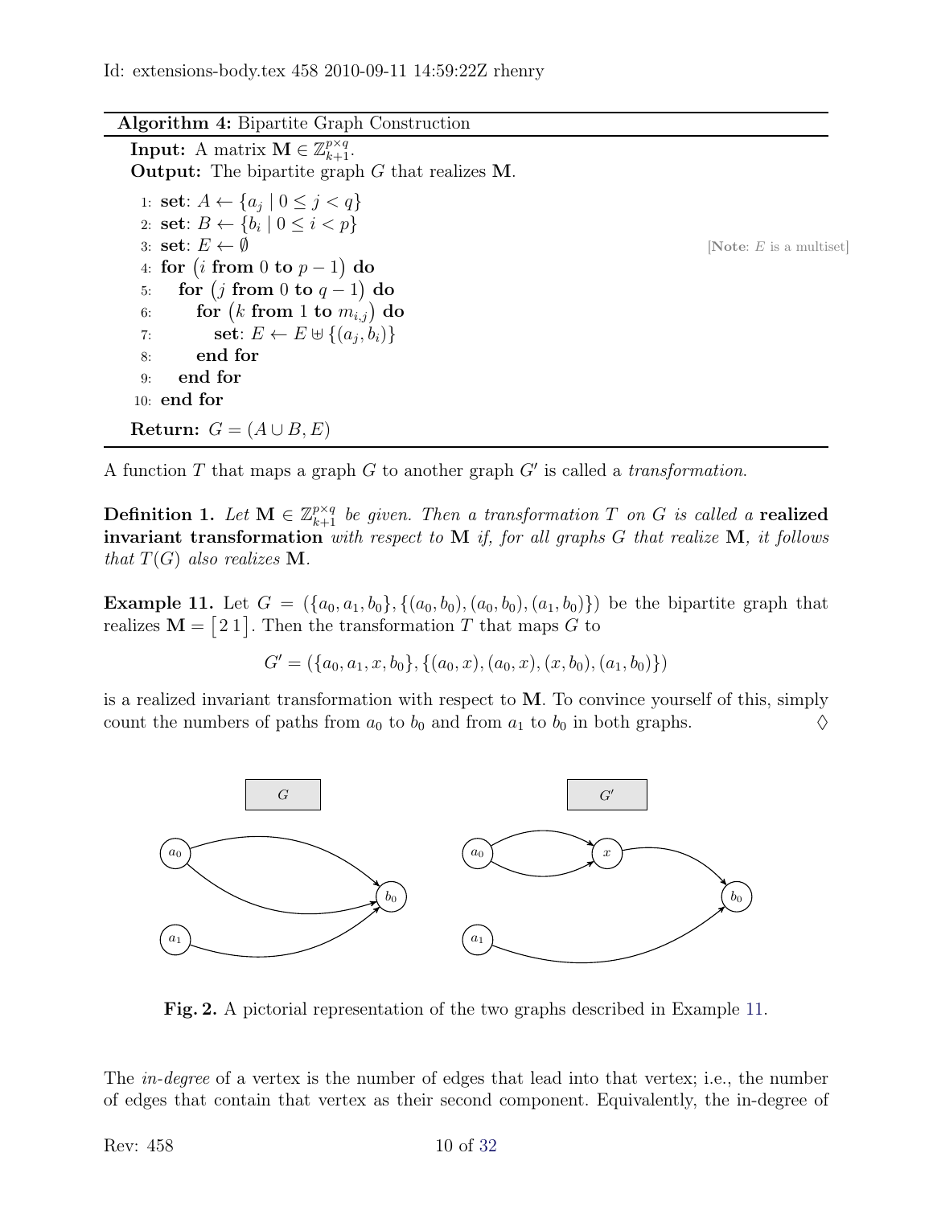**Algorithm 4:** Bipartite Graph Construction

**Input:** A matrix $\mathbf{M} \in \mathbb{Z}_{k+1}^{p \times q}$.
**Output:** The bipartite graph $G$ that realizes $\mathbf{M}$.

```
1: set: A ← {a_j | 0 ≤ j < q}
2: set: B ← {b_i | 0 ≤ i < p}
3: set: E ← ∅                                  [Note: E is a multiset]
4: for (i from 0 to p − 1) do
5:   for (j from 0 to q − 1) do
6:     for (k from 1 to m_{i,j}) do
7:       set: E ← E ⊎ {(a_j, b_i)}
8:     end for
9:   end for
10: end for
Return: G = (A ∪ B, E)
```

A function $T$ that maps a graph $G$ to another graph $G'$ is called a *transformation*.

**Definition 1.** *Let $\mathbf{M} \in \mathbb{Z}_{k+1}^{p \times q}$ be given. Then a transformation $T$ on $G$ is called a* **realized invariant transformation** *with respect to* $\mathbf{M}$ *if, for all graphs $G$ that realize* $\mathbf{M}$*, it follows that $T(G)$ also realizes* $\mathbf{M}$.

**Example 11.** Let $G = (\{a_0, a_1, b_0\}, \{(a_0, b_0), (a_0, b_0), (a_1, b_0)\})$ be the bipartite graph that realizes $\mathbf{M} = \begin{bmatrix} 2 \, 1 \end{bmatrix}$. Then the transformation $T$ that maps $G$ to

$$G' = (\{a_0, a_1, x, b_0\}, \{(a_0, x), (a_0, x), (x, b_0), (a_1, b_0)\})$$

is a realized invariant transformation with respect to $\mathbf{M}$. To convince yourself of this, simply count the numbers of paths from $a_0$ to $b_0$ and from $a_1$ to $b_0$ in both graphs. ♢

**Fig. 2.** A pictorial representation of the two graphs described in Example 11.

The *in-degree* of a vertex is the number of edges that lead into that vertex; i.e., the number of edges that contain that vertex as their second component. Equivalently, the in-degree of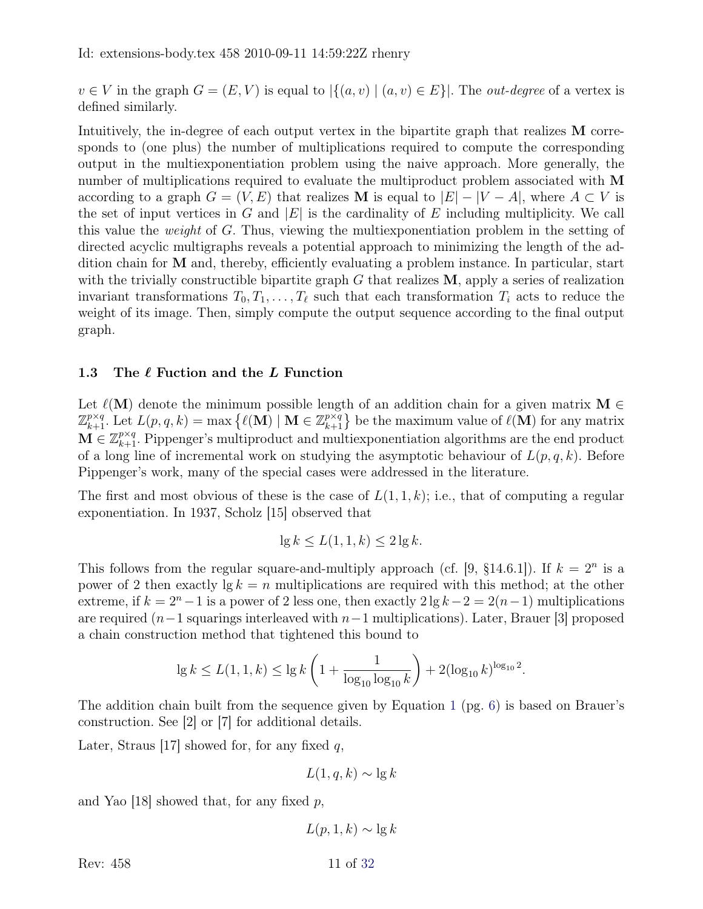$v \in V$ in the graph $G = (E, V)$ is equal to $|\{(a, v) \mid (a, v) \in E\}|$. The *out-degree* of a vertex is defined similarly.

Intuitively, the in-degree of each output vertex in the bipartite graph that realizes $\mathbf{M}$ corresponds to (one plus) the number of multiplications required to compute the corresponding output in the multiexponentiation problem using the naive approach. More generally, the number of multiplications required to evaluate the multiproduct problem associated with $\mathbf{M}$ according to a graph $G = (V, E)$ that realizes $\mathbf{M}$ is equal to $|E| - |V - A|$, where $A \subset V$ is the set of input vertices in $G$ and $|E|$ is the cardinality of $E$ including multiplicity. We call this value the *weight* of $G$. Thus, viewing the multiexponentiation problem in the setting of directed acyclic multigraphs reveals a potential approach to minimizing the length of the addition chain for $\mathbf{M}$ and, thereby, efficiently evaluating a problem instance. In particular, start with the trivially constructible bipartite graph $G$ that realizes $\mathbf{M}$, apply a series of realization invariant transformations $T_0, T_1, \ldots, T_\ell$ such that each transformation $T_i$ acts to reduce the weight of its image. Then, simply compute the output sequence according to the final output graph.

### 1.3 The $\ell$ Fuction and the $L$ Function

Let $\ell(\mathbf{M})$ denote the minimum possible length of an addition chain for a given matrix $\mathbf{M} \in \mathbb{Z}_{k+1}^{p \times q}$. Let $L(p, q, k) = \max\left\{\ell(\mathbf{M}) \mid \mathbf{M} \in \mathbb{Z}_{k+1}^{p \times q}\right\}$ be the maximum value of $\ell(\mathbf{M})$ for any matrix $\mathbf{M} \in \mathbb{Z}_{k+1}^{p \times q}$. Pippenger's multiproduct and multiexponentiation algorithms are the end product of a long line of incremental work on studying the asymptotic behaviour of $L(p, q, k)$. Before Pippenger's work, many of the special cases were addressed in the literature.

The first and most obvious of these is the case of $L(1, 1, k)$; i.e., that of computing a regular exponentiation. In 1937, Scholz [15] observed that

$$\lg k \le L(1, 1, k) \le 2 \lg k.$$

This follows from the regular square-and-multiply approach (cf. [9, §14.6.1]). If $k = 2^n$ is a power of 2 then exactly $\lg k = n$ multiplications are required with this method; at the other extreme, if $k = 2^n - 1$ is a power of 2 less one, then exactly $2 \lg k - 2 = 2(n-1)$ multiplications are required ($n-1$ squarings interleaved with $n-1$ multiplications). Later, Brauer [3] proposed a chain construction method that tightened this bound to

$$\lg k \le L(1, 1, k) \le \lg k \left(1 + \frac{1}{\log_{10} \log_{10} k}\right) + 2(\log_{10} k)^{\log_{10} 2}.$$

The addition chain built from the sequence given by Equation 1 (pg. 6) is based on Brauer's construction. See [2] or [7] for additional details.

Later, Straus [17] showed for, for any fixed $q$,

$$L(1, q, k) \sim \lg k$$

and Yao [18] showed that, for any fixed $p$,

$$L(p, 1, k) \sim \lg k$$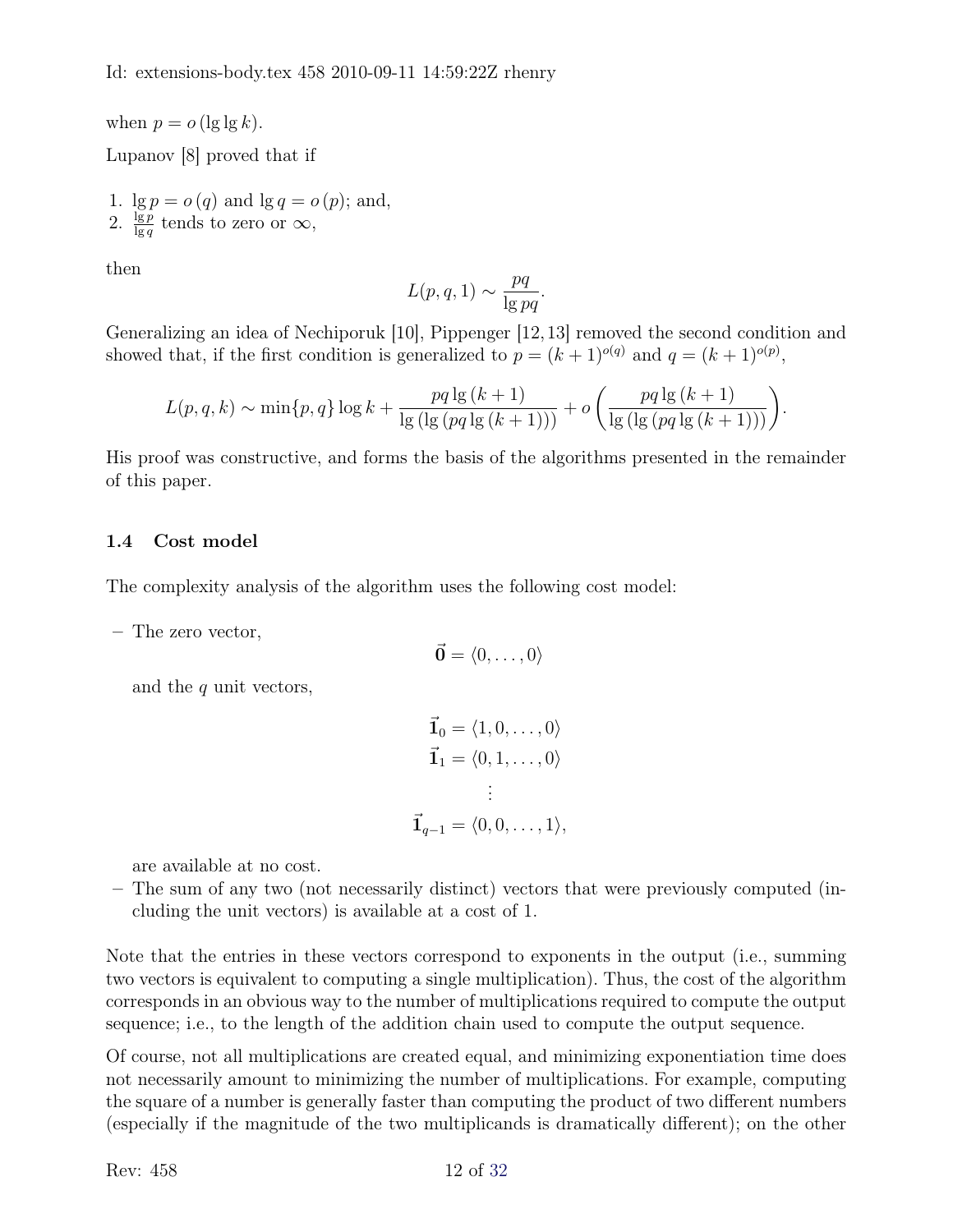when $p = o(\lg \lg k)$.

Lupanov [8] proved that if

1. $\lg p = o(q)$ and $\lg q = o(p)$; and,
2. $\frac{\lg p}{\lg q}$ tends to zero or $\infty$,

then

$$L(p, q, 1) \sim \frac{pq}{\lg pq}.$$

Generalizing an idea of Nechiporuk [10], Pippenger [12,13] removed the second condition and showed that, if the first condition is generalized to $p = (k+1)^{o(q)}$ and $q = (k+1)^{o(p)}$,

$$L(p, q, k) \sim \min\{p, q\} \log k + \frac{pq \lg (k+1)}{\lg (\lg (pq \lg (k+1)))} + o\left(\frac{pq \lg (k+1)}{\lg (\lg (pq \lg (k+1)))}\right).$$

His proof was constructive, and forms the basis of the algorithms presented in the remainder of this paper.

### 1.4 Cost model

The complexity analysis of the algorithm uses the following cost model:

- The zero vector,

  $$\vec{\mathbf{0}} = \langle 0, \ldots, 0 \rangle$$

  and the $q$ unit vectors,

  $$\begin{aligned} \vec{\mathbf{1}}_0 &= \langle 1, 0, \ldots, 0 \rangle \\ \vec{\mathbf{1}}_1 &= \langle 0, 1, \ldots, 0 \rangle \\ &\vdots \\ \vec{\mathbf{1}}_{q-1} &= \langle 0, 0, \ldots, 1 \rangle, \end{aligned}$$

  are available at no cost.
- The sum of any two (not necessarily distinct) vectors that were previously computed (including the unit vectors) is available at a cost of 1.

Note that the entries in these vectors correspond to exponents in the output (i.e., summing two vectors is equivalent to computing a single multiplication). Thus, the cost of the algorithm corresponds in an obvious way to the number of multiplications required to compute the output sequence; i.e., to the length of the addition chain used to compute the output sequence.

Of course, not all multiplications are created equal, and minimizing exponentiation time does not necessarily amount to minimizing the number of multiplications. For example, computing the square of a number is generally faster than computing the product of two different numbers (especially if the magnitude of the two multiplicands is dramatically different); on the other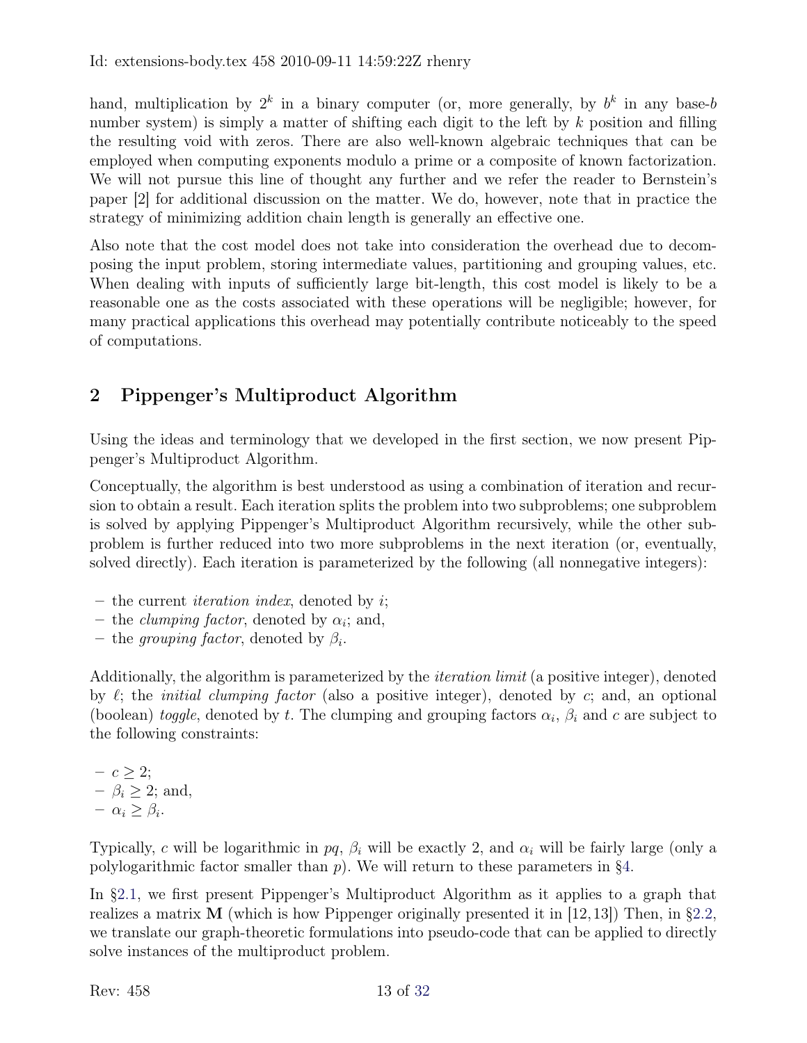hand, multiplication by $2^k$ in a binary computer (or, more generally, by $b^k$ in any base-$b$ number system) is simply a matter of shifting each digit to the left by $k$ position and filling the resulting void with zeros. There are also well-known algebraic techniques that can be employed when computing exponents modulo a prime or a composite of known factorization. We will not pursue this line of thought any further and we refer the reader to Bernstein's paper [2] for additional discussion on the matter. We do, however, note that in practice the strategy of minimizing addition chain length is generally an effective one.

Also note that the cost model does not take into consideration the overhead due to decomposing the input problem, storing intermediate values, partitioning and grouping values, etc. When dealing with inputs of sufficiently large bit-length, this cost model is likely to be a reasonable one as the costs associated with these operations will be negligible; however, for many practical applications this overhead may potentially contribute noticeably to the speed of computations.

## 2 Pippenger's Multiproduct Algorithm

Using the ideas and terminology that we developed in the first section, we now present Pippenger's Multiproduct Algorithm.

Conceptually, the algorithm is best understood as using a combination of iteration and recursion to obtain a result. Each iteration splits the problem into two subproblems; one subproblem is solved by applying Pippenger's Multiproduct Algorithm recursively, while the other subproblem is further reduced into two more subproblems in the next iteration (or, eventually, solved directly). Each iteration is parameterized by the following (all nonnegative integers):

- the current *iteration index*, denoted by $i$;
- the *clumping factor*, denoted by $\alpha_i$; and,
- the *grouping factor*, denoted by $\beta_i$.

Additionally, the algorithm is parameterized by the *iteration limit* (a positive integer), denoted by $\ell$; the *initial clumping factor* (also a positive integer), denoted by $c$; and, an optional (boolean) *toggle*, denoted by $t$. The clumping and grouping factors $\alpha_i$, $\beta_i$ and $c$ are subject to the following constraints:

- $c \geq 2$;
- $\beta_i \geq 2$; and,
- $\alpha_i \geq \beta_i$.

Typically, $c$ will be logarithmic in $pq$, $\beta_i$ will be exactly 2, and $\alpha_i$ will be fairly large (only a polylogarithmic factor smaller than $p$). We will return to these parameters in §4.

In §2.1, we first present Pippenger's Multiproduct Algorithm as it applies to a graph that realizes a matrix $\mathbf{M}$ (which is how Pippenger originally presented it in [12,13]) Then, in §2.2, we translate our graph-theoretic formulations into pseudo-code that can be applied to directly solve instances of the multiproduct problem.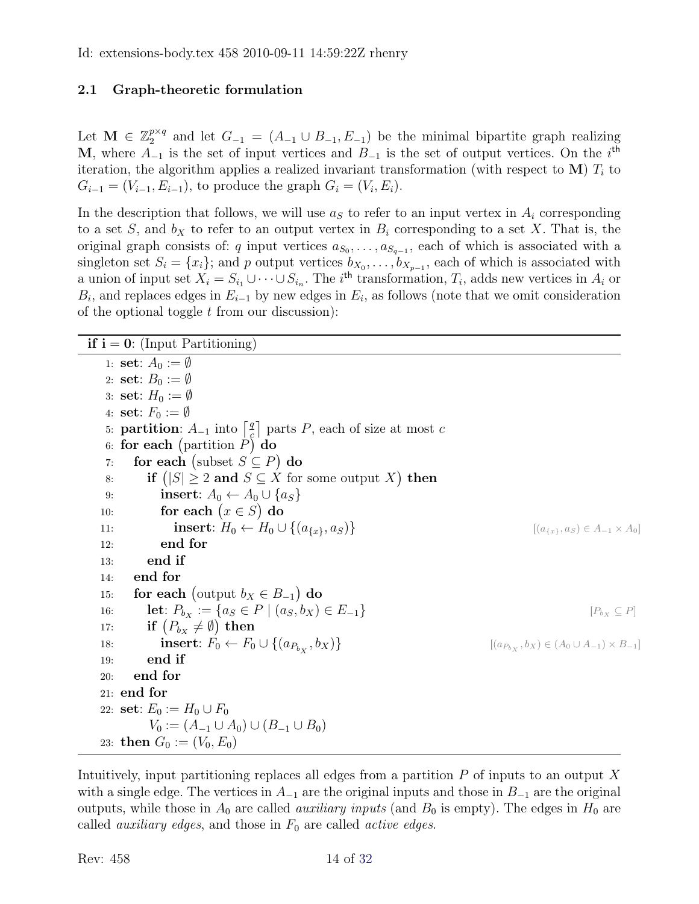### 2.1 Graph-theoretic formulation

Let $\mathbf{M} \in \mathbb{Z}_2^{p \times q}$ and let $G_{-1} = (A_{-1} \cup B_{-1}, E_{-1})$ be the minimal bipartite graph realizing $\mathbf{M}$, where $A_{-1}$ is the set of input vertices and $B_{-1}$ is the set of output vertices. On the $i^{\text{th}}$ iteration, the algorithm applies a realized invariant transformation (with respect to $\mathbf{M}$) $T_i$ to $G_{i-1} = (V_{i-1}, E_{i-1})$, to produce the graph $G_i = (V_i, E_i)$.

In the description that follows, we will use $a_S$ to refer to an input vertex in $A_i$ corresponding to a set $S$, and $b_X$ to refer to an output vertex in $B_i$ corresponding to a set $X$. That is, the original graph consists of: $q$ input vertices $a_{S_0}, \ldots, a_{S_{q-1}}$, each of which is associated with a singleton set $S_i = \{x_i\}$; and $p$ output vertices $b_{X_0}, \ldots, b_{X_{p-1}}$, each of which is associated with a union of input set $X_i = S_{i_1} \cup \cdots \cup S_{i_n}$. The $i^{\text{th}}$ transformation, $T_i$, adds new vertices in $A_i$ or $B_i$, and replaces edges in $E_{i-1}$ by new edges in $E_i$, as follows (note that we omit consideration of the optional toggle $t$ from our discussion):

**if i = 0**: (Input Partitioning)

```
 1: set: A_0 := ∅
 2: set: B_0 := ∅
 3: set: H_0 := ∅
 4: set: F_0 := ∅
 5: partition: A_{-1} into ⌈q/c⌉ parts P, each of size at most c
 6: for each (partition P) do
 7:    for each (subset S ⊆ P) do
 8:       if (|S| ≥ 2 and S ⊆ X for some output X) then
 9:          insert: A_0 ← A_0 ∪ {a_S}
10:          for each (x ∈ S) do
11:             insert: H_0 ← H_0 ∪ {(a_{x}, a_S)}          [(a_{x}, a_S) ∈ A_{-1} × A_0]
12:          end for
13:       end if
14:    end for
15:    for each (output b_X ∈ B_{-1}) do
16:       let: P_{b_X} := {a_S ∈ P | (a_S, b_X) ∈ E_{-1}}   [P_{b_X} ⊆ P]
17:       if (P_{b_X} ≠ ∅) then
18:          insert: F_0 ← F_0 ∪ {(a_{P_{b_X}}, b_X)}      [(a_{P_{b_X}}, b_X) ∈ (A_0 ∪ A_{-1}) × B_{-1}]
19:       end if
20:    end for
21: end for
22: set: E_0 := H_0 ∪ F_0
         V_0 := (A_{-1} ∪ A_0) ∪ (B_{-1} ∪ B_0)
23: then G_0 := (V_0, E_0)
```

Intuitively, input partitioning replaces all edges from a partition $P$ of inputs to an output $X$ with a single edge. The vertices in $A_{-1}$ are the original inputs and those in $B_{-1}$ are the original outputs, while those in $A_0$ are called *auxiliary inputs* (and $B_0$ is empty). The edges in $H_0$ are called *auxiliary edges*, and those in $F_0$ are called *active edges*.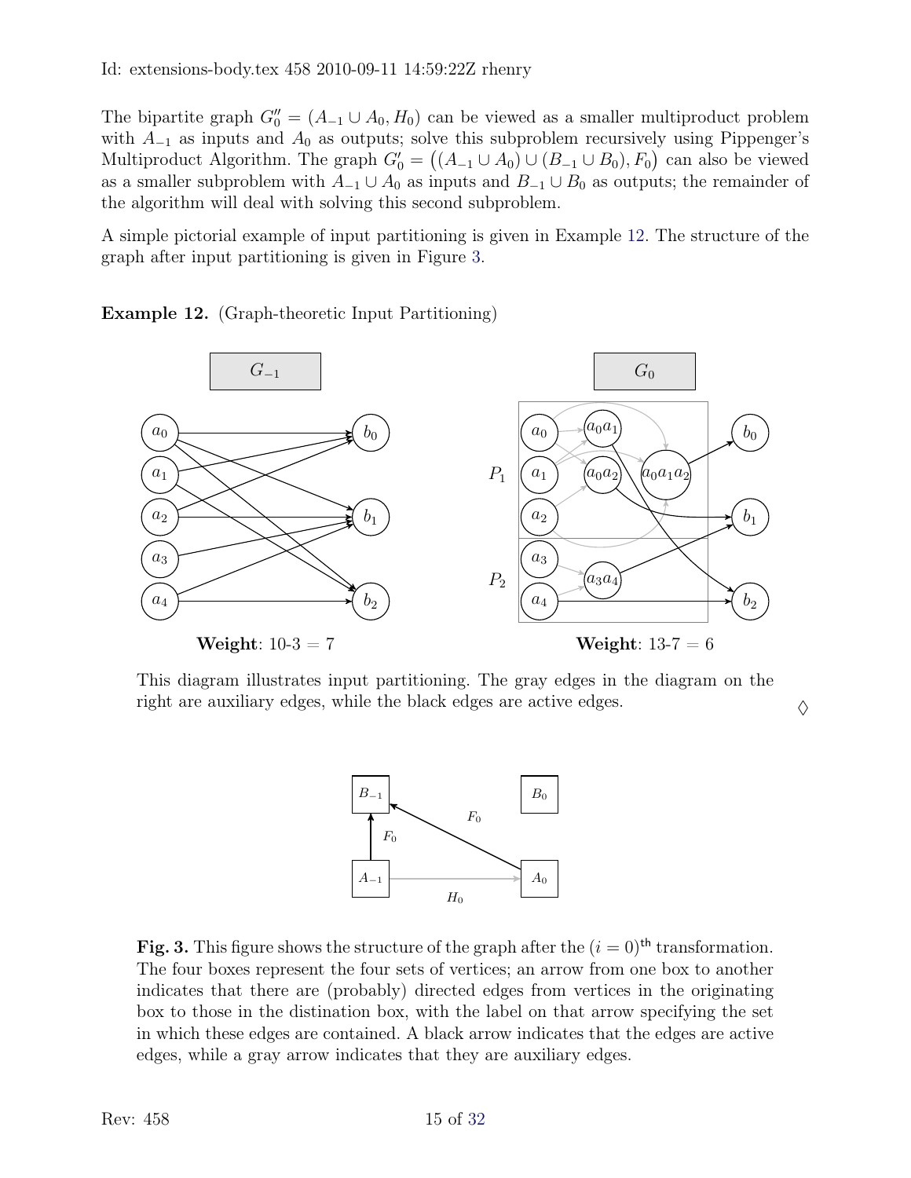Id: extensions-body.tex 458 2010-09-11 14:59:22Z rhenry

The bipartite graph $G_0'' = (A_{-1} \cup A_0, H_0)$ can be viewed as a smaller multiproduct problem with $A_{-1}$ as inputs and $A_0$ as outputs; solve this subproblem recursively using Pippenger's Multiproduct Algorithm. The graph $G_0' = \big((A_{-1} \cup A_0) \cup (B_{-1} \cup B_0), F_0\big)$ can also be viewed as a smaller subproblem with $A_{-1} \cup A_0$ as inputs and $B_{-1} \cup B_0$ as outputs; the remainder of the algorithm will deal with solving this second subproblem.

A simple pictorial example of input partitioning is given in Example 12. The structure of the graph after input partitioning is given in Figure 3.

**Example 12.** (Graph-theoretic Input Partitioning)

$G_{-1}$ — **Weight**: 10-3 = 7

$G_0$ — **Weight**: 13-7 = 6

This diagram illustrates input partitioning. The gray edges in the diagram on the right are auxiliary edges, while the black edges are active edges. ♢

**Fig. 3.** This figure shows the structure of the graph after the $(i = 0)^{\mathsf{th}}$ transformation. The four boxes represent the four sets of vertices; an arrow from one box to another indicates that there are (probably) directed edges from vertices in the originating box to those in the distination box, with the label on that arrow specifying the set in which these edges are contained. A black arrow indicates that the edges are active edges, while a gray arrow indicates that they are auxiliary edges.

Rev: 458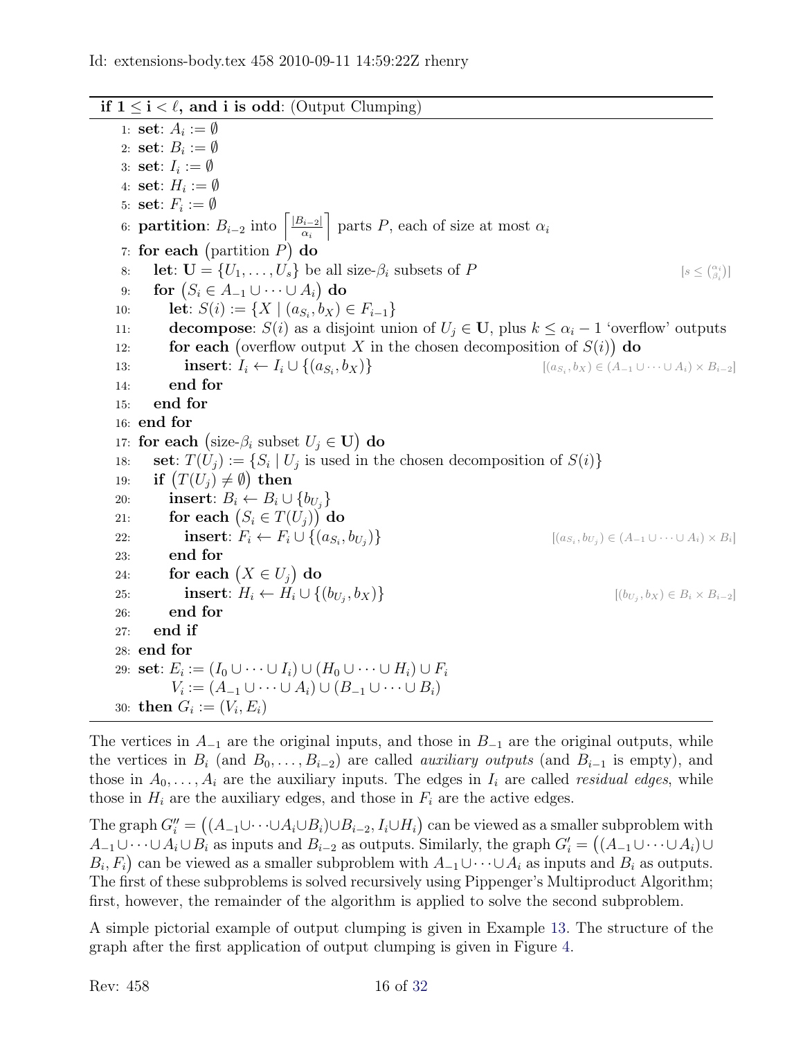Id: extensions-body.tex 458 2010-09-11 14:59:22Z rhenry

**if $1 \le i < \ell$, and i is odd**: (Output Clumping)

```
1:  set: A_i := ∅
2:  set: B_i := ∅
3:  set: I_i := ∅
4:  set: H_i := ∅
5:  set: F_i := ∅
6:  partition: B_{i-2} into ⌈|B_{i-2}|/α_i⌉ parts P, each of size at most α_i
7:  for each (partition P) do
8:     let: U = {U_1, ..., U_s} be all size-β_i subsets of P          [s ≤ (α_i choose β_i)]
9:     for (S_i ∈ A_{-1} ∪ ··· ∪ A_i) do
10:       let: S(i) := {X | (a_{S_i}, b_X) ∈ F_{i-1}}
11:       decompose: S(i) as a disjoint union of U_j ∈ U, plus k ≤ α_i − 1 'overflow' outputs
12:       for each (overflow output X in the chosen decomposition of S(i)) do
13:          insert: I_i ← I_i ∪ {(a_{S_i}, b_X)}      [(a_{S_i}, b_X) ∈ (A_{-1} ∪ ··· ∪ A_i) × B_{i-2}]
14:       end for
15:    end for
16: end for
17: for each (size-β_i subset U_j ∈ U) do
18:    set: T(U_j) := {S_i | U_j is used in the chosen decomposition of S(i)}
19:    if (T(U_j) ≠ ∅) then
20:       insert: B_i ← B_i ∪ {b_{U_j}}
21:       for each (S_i ∈ T(U_j)) do
22:          insert: F_i ← F_i ∪ {(a_{S_i}, b_{U_j})}   [(a_{S_i}, b_{U_j}) ∈ (A_{-1} ∪ ··· ∪ A_i) × B_i]
23:       end for
24:       for each (X ∈ U_j) do
25:          insert: H_i ← H_i ∪ {(b_{U_j}, b_X)}       [(b_{U_j}, b_X) ∈ B_i × B_{i-2}]
26:       end for
27:    end if
28: end for
29: set: E_i := (I_0 ∪ ··· ∪ I_i) ∪ (H_0 ∪ ··· ∪ H_i) ∪ F_i
         V_i := (A_{-1} ∪ ··· ∪ A_i) ∪ (B_{-1} ∪ ··· ∪ B_i)
30: then G_i := (V_i, E_i)
```

The vertices in $A_{-1}$ are the original inputs, and those in $B_{-1}$ are the original outputs, while the vertices in $B_i$ (and $B_0, \ldots, B_{i-2}$) are called *auxiliary outputs* (and $B_{i-1}$ is empty), and those in $A_0, \ldots, A_i$ are the auxiliary inputs. The edges in $I_i$ are called *residual edges*, while those in $H_i$ are the auxiliary edges, and those in $F_i$ are the active edges.

The graph $G''_i = \big((A_{-1} \cup \cdots \cup A_i \cup B_i) \cup B_{i-2}, I_i \cup H_i\big)$ can be viewed as a smaller subproblem with $A_{-1} \cup \cdots \cup A_i \cup B_i$ as inputs and $B_{i-2}$ as outputs. Similarly, the graph $G'_i = \big((A_{-1} \cup \cdots \cup A_i) \cup B_i, F_i\big)$ can be viewed as a smaller subproblem with $A_{-1} \cup \cdots \cup A_i$ as inputs and $B_i$ as outputs. The first of these subproblems is solved recursively using Pippenger's Multiproduct Algorithm; first, however, the remainder of the algorithm is applied to solve the second subproblem.

A simple pictorial example of output clumping is given in Example 13. The structure of the graph after the first application of output clumping is given in Figure 4.

Rev: 458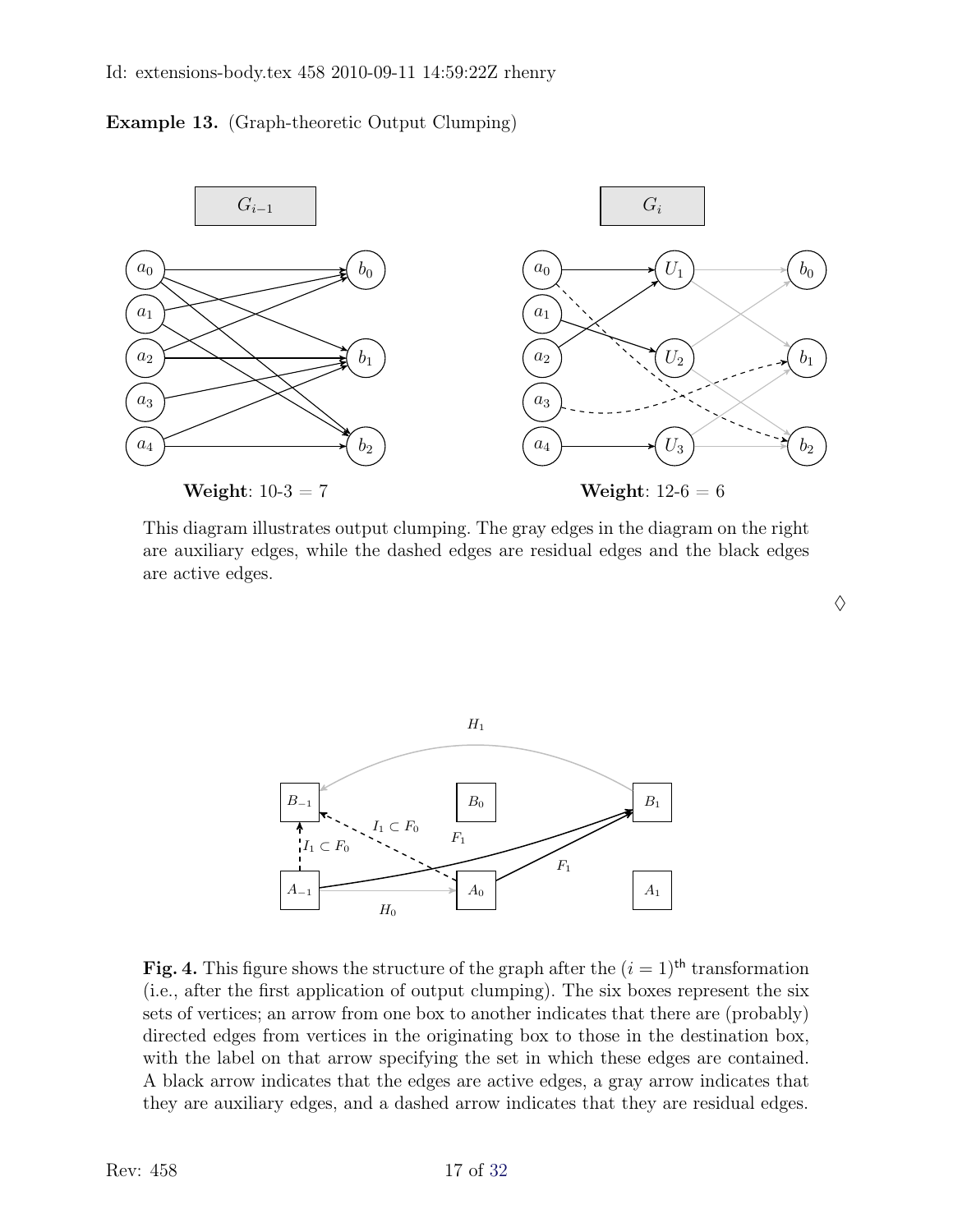**Example 13.** (Graph-theoretic Output Clumping)

**Weight**: 10-3 = 7

**Weight**: 12-6 = 6

This diagram illustrates output clumping. The gray edges in the diagram on the right are auxiliary edges, while the dashed edges are residual edges and the black edges are active edges.

♢

**Fig. 4.** This figure shows the structure of the graph after the $(i = 1)^{\text{th}}$ transformation (i.e., after the first application of output clumping). The six boxes represent the six sets of vertices; an arrow from one box to another indicates that there are (probably) directed edges from vertices in the originating box to those in the destination box, with the label on that arrow specifying the set in which these edges are contained. A black arrow indicates that the edges are active edges, a gray arrow indicates that they are auxiliary edges, and a dashed arrow indicates that they are residual edges.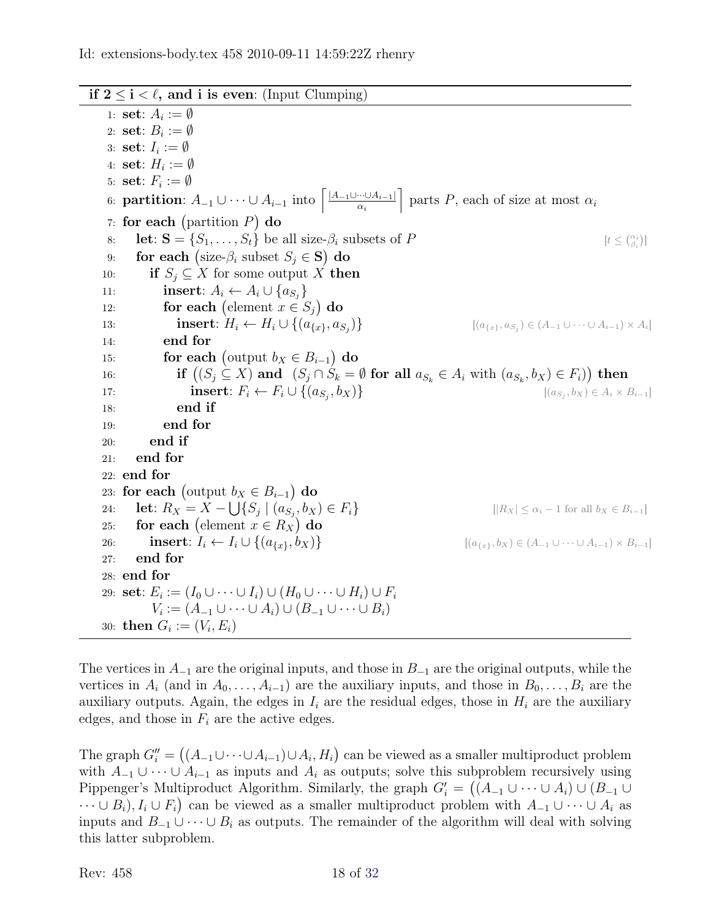**if $2 \le i < \ell$, and i is even**: (Input Clumping)

```
 1: set: A_i := ∅
 2: set: B_i := ∅
 3: set: I_i := ∅
 4: set: H_i := ∅
 5: set: F_i := ∅
 6: partition: A_{-1} ∪ ··· ∪ A_{i-1} into ⌈|A_{-1} ∪ ··· ∪ A_{i-1}| / α_i⌉ parts P, each of size at most α_i
 7: for each (partition P) do
 8:    let: S = {S_1, ..., S_t} be all size-β_i subsets of P                 [t ≤ (α_i choose β_i)]
 9:    for each (size-β_i subset S_j ∈ S) do
10:       if S_j ⊆ X for some output X then
11:          insert: A_i ← A_i ∪ {a_{S_j}}
12:          for each (element x ∈ S_j) do
13:             insert: H_i ← H_i ∪ {(a_{x}, a_{S_j})}   [(a_{x}, a_{S_j}) ∈ (A_{-1} ∪ ··· ∪ A_{i-1}) × A_i]
14:          end for
15:          for each (output b_X ∈ B_{i-1}) do
16:             if ((S_j ⊆ X) and (S_j ∩ S_k = ∅ for all a_{S_k} ∈ A_i with (a_{S_k}, b_X) ∈ F_i)) then
17:                insert: F_i ← F_i ∪ {(a_{S_j}, b_X)}              [(a_{S_j}, b_X) ∈ A_i × B_{i-1}]
18:             end if
19:          end for
20:       end if
21:    end for
22: end for
23: for each (output b_X ∈ B_{i-1}) do
24:    let: R_X = X − ⋃{S_j | (a_{S_j}, b_X) ∈ F_i}         [|R_X| ≤ α_i − 1 for all b_X ∈ B_{i-1}]
25:    for each (element x ∈ R_X) do
26:       insert: I_i ← I_i ∪ {(a_{x}, b_X)}      [(a_{x}, b_X) ∈ (A_{-1} ∪ ··· ∪ A_{i-1}) × B_{i-1}]
27:    end for
28: end for
29: set: E_i := (I_0 ∪ ··· ∪ I_i) ∪ (H_0 ∪ ··· ∪ H_i) ∪ F_i
         V_i := (A_{-1} ∪ ··· ∪ A_i) ∪ (B_{-1} ∪ ··· ∪ B_i)
30: then G_i := (V_i, E_i)
```

The vertices in $A_{-1}$ are the original inputs, and those in $B_{-1}$ are the original outputs, while the vertices in $A_i$ (and in $A_0, \ldots, A_{i-1}$) are the auxiliary inputs, and those in $B_0, \ldots, B_i$ are the auxiliary outputs. Again, the edges in $I_i$ are the residual edges, those in $H_i$ are the auxiliary edges, and those in $F_i$ are the active edges.

The graph $G''_i = \big((A_{-1} \cup \cdots \cup A_{i-1}) \cup A_i, H_i\big)$ can be viewed as a smaller multiproduct problem with $A_{-1} \cup \cdots \cup A_{i-1}$ as inputs and $A_i$ as outputs; solve this subproblem recursively using Pippenger's Multiproduct Algorithm. Similarly, the graph $G'_i = \big((A_{-1} \cup \cdots \cup A_i) \cup (B_{-1} \cup \cdots \cup B_i), I_i \cup F_i\big)$ can be viewed as a smaller multiproduct problem with $A_{-1} \cup \cdots \cup A_i$ as inputs and $B_{-1} \cup \cdots \cup B_i$ as outputs. The remainder of the algorithm will deal with solving this latter subproblem.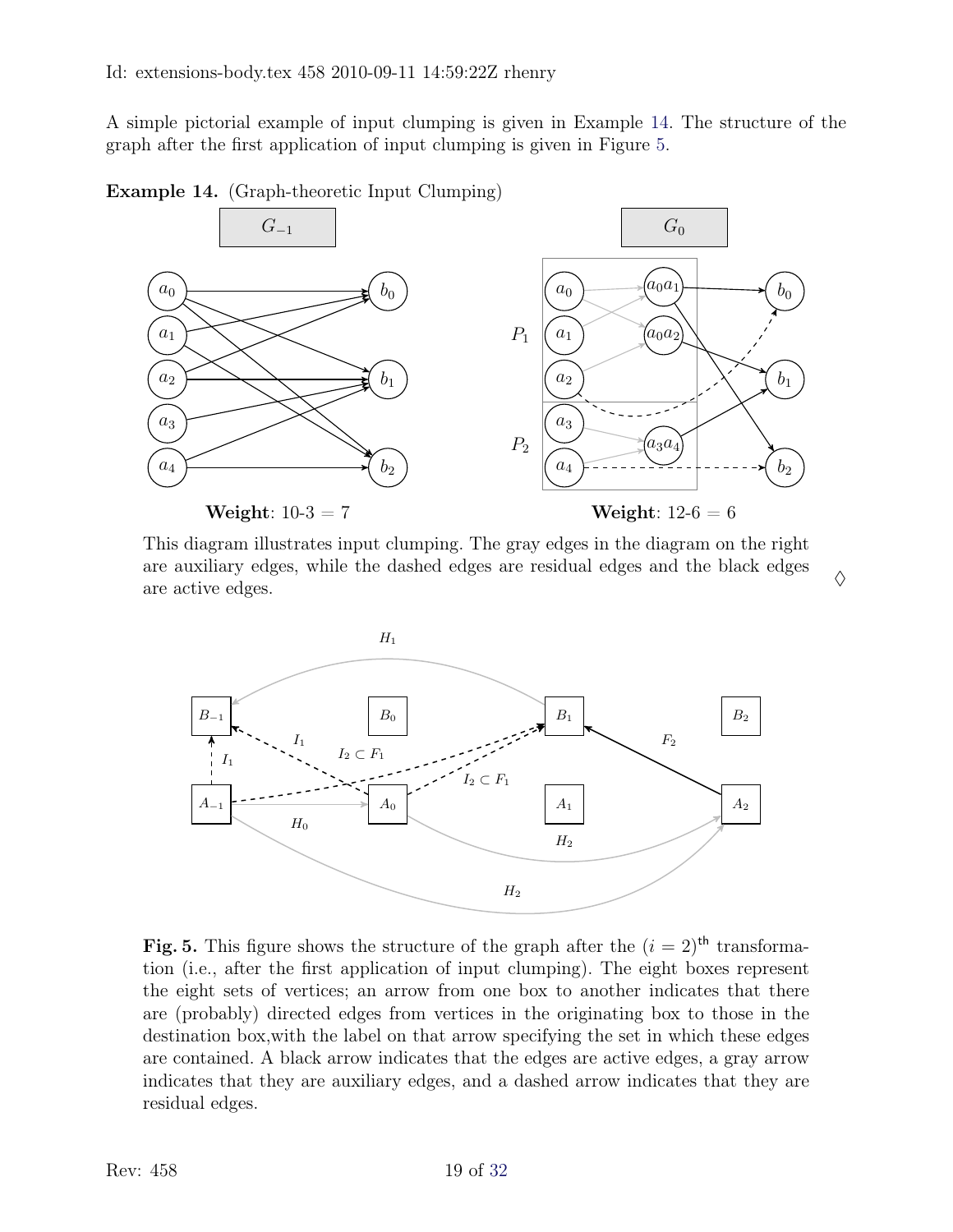A simple pictorial example of input clumping is given in Example 14. The structure of the graph after the first application of input clumping is given in Figure 5.

**Example 14.** (Graph-theoretic Input Clumping)

**Weight**: 10-3 = 7

**Weight**: 12-6 = 6

This diagram illustrates input clumping. The gray edges in the diagram on the right are auxiliary edges, while the dashed edges are residual edges and the black edges are active edges. ♢

**Fig. 5.** This figure shows the structure of the graph after the $(i = 2)^{\mathsf{th}}$ transformation (i.e., after the first application of input clumping). The eight boxes represent the eight sets of vertices; an arrow from one box to another indicates that there are (probably) directed edges from vertices in the originating box to those in the destination box,with the label on that arrow specifying the set in which these edges are contained. A black arrow indicates that the edges are active edges, a gray arrow indicates that they are auxiliary edges, and a dashed arrow indicates that they are residual edges.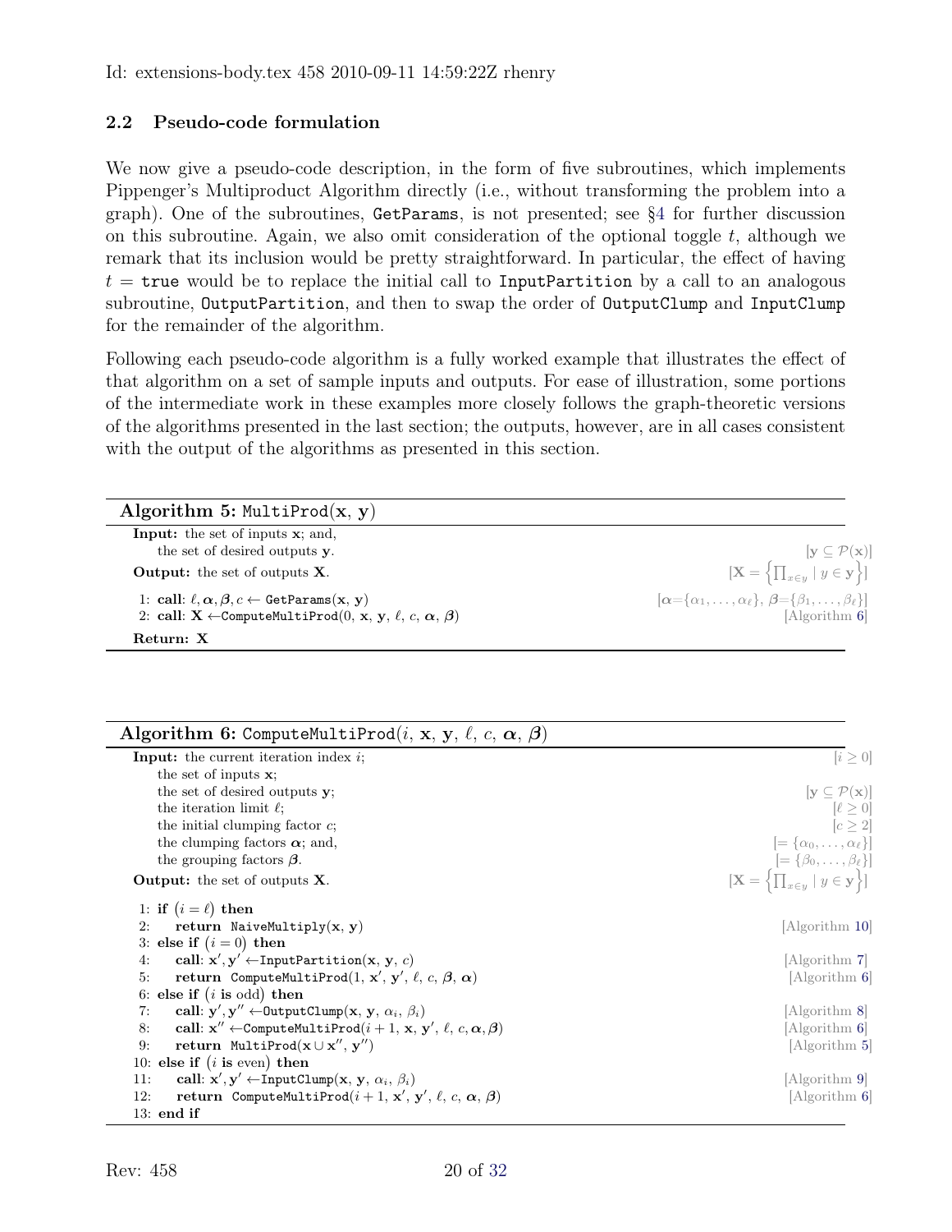## 2.2 Pseudo-code formulation

We now give a pseudo-code description, in the form of five subroutines, which implements Pippenger's Multiproduct Algorithm directly (i.e., without transforming the problem into a graph). One of the subroutines, `GetParams`, is not presented; see §4 for further discussion on this subroutine. Again, we also omit consideration of the optional toggle $t$, although we remark that its inclusion would be pretty straightforward. In particular, the effect of having $t = \texttt{true}$ would be to replace the initial call to `InputPartition` by a call to an analogous subroutine, `OutputPartition`, and then to swap the order of `OutputClump` and `InputClump` for the remainder of the algorithm.

Following each pseudo-code algorithm is a fully worked example that illustrates the effect of that algorithm on a set of sample inputs and outputs. For ease of illustration, some portions of the intermediate work in these examples more closely follows the graph-theoretic versions of the algorithms presented in the last section; the outputs, however, are in all cases consistent with the output of the algorithms as presented in this section.

**Algorithm 5:** `MultiProd`($\mathbf{x}$, $\mathbf{y}$)

**Input:** the set of inputs $\mathbf{x}$; and,
  the set of desired outputs $\mathbf{y}$. [$\mathbf{y} \subseteq \mathcal{P}(\mathbf{x})$]

**Output:** the set of outputs $\mathbf{X}$. [$\mathbf{X} = \left\{\prod_{x\in y} \mid y \in \mathbf{y}\right\}$]

1: **call**: $\ell, \boldsymbol{\alpha}, \boldsymbol{\beta}, c \leftarrow$ `GetParams`($\mathbf{x}$, $\mathbf{y}$) [$\boldsymbol{\alpha}=\{\alpha_1,\ldots,\alpha_\ell\}$, $\boldsymbol{\beta}=\{\beta_1,\ldots,\beta_\ell\}$]
2: **call**: $\mathbf{X} \leftarrow$ `ComputeMultiProd`($0$, $\mathbf{x}$, $\mathbf{y}$, $\ell$, $c$, $\boldsymbol{\alpha}$, $\boldsymbol{\beta}$) [Algorithm 6]
**Return: X**

**Algorithm 6:** `ComputeMultiProd`($i$, $\mathbf{x}$, $\mathbf{y}$, $\ell$, $c$, $\boldsymbol{\alpha}$, $\boldsymbol{\beta}$)

**Input:** the current iteration index $i$; [$i \geq 0$]
  the set of inputs $\mathbf{x}$;
  the set of desired outputs $\mathbf{y}$; [$\mathbf{y} \subseteq \mathcal{P}(\mathbf{x})$]
  the iteration limit $\ell$; [$\ell \geq 0$]
  the initial clumping factor $c$; [$c \geq 2$]
  the clumping factors $\boldsymbol{\alpha}$; and, [$= \{\alpha_0,\ldots,\alpha_\ell\}$]
  the grouping factors $\boldsymbol{\beta}$. [$= \{\beta_0,\ldots,\beta_\ell\}$]

**Output:** the set of outputs $\mathbf{X}$. [$\mathbf{X} = \left\{\prod_{x\in y} \mid y \in \mathbf{y}\right\}$]

1: **if** $(i = \ell)$ **then**
2:   **return** `NaiveMultiply`($\mathbf{x}$, $\mathbf{y}$) [Algorithm 10]
3: **else if** $(i = 0)$ **then**
4:   **call**: $\mathbf{x}', \mathbf{y}' \leftarrow$ `InputPartition`($\mathbf{x}$, $\mathbf{y}$, $c$) [Algorithm 7]
5:   **return** `ComputeMultiProd`($1$, $\mathbf{x}'$, $\mathbf{y}'$, $\ell$, $c$, $\boldsymbol{\beta}$, $\boldsymbol{\alpha}$) [Algorithm 6]
6: **else if** ($i$ **is** odd) **then**
7:   **call**: $\mathbf{y}', \mathbf{y}'' \leftarrow$ `OutputClump`($\mathbf{x}$, $\mathbf{y}$, $\alpha_i$, $\beta_i$) [Algorithm 8]
8:   **call**: $\mathbf{x}'' \leftarrow$ `ComputeMultiProd`($i+1$, $\mathbf{x}$, $\mathbf{y}'$, $\ell$, $c$, $\boldsymbol{\alpha}$, $\boldsymbol{\beta}$) [Algorithm 6]
9:   **return** `MultiProd`($\mathbf{x} \cup \mathbf{x}''$, $\mathbf{y}''$) [Algorithm 5]
10: **else if** ($i$ **is** even) **then**
11:   **call**: $\mathbf{x}', \mathbf{y}' \leftarrow$ `InputClump`($\mathbf{x}$, $\mathbf{y}$, $\alpha_i$, $\beta_i$) [Algorithm 9]
12:   **return** `ComputeMultiProd`($i+1$, $\mathbf{x}'$, $\mathbf{y}'$, $\ell$, $c$, $\boldsymbol{\alpha}$, $\boldsymbol{\beta}$) [Algorithm 6]
13: **end if**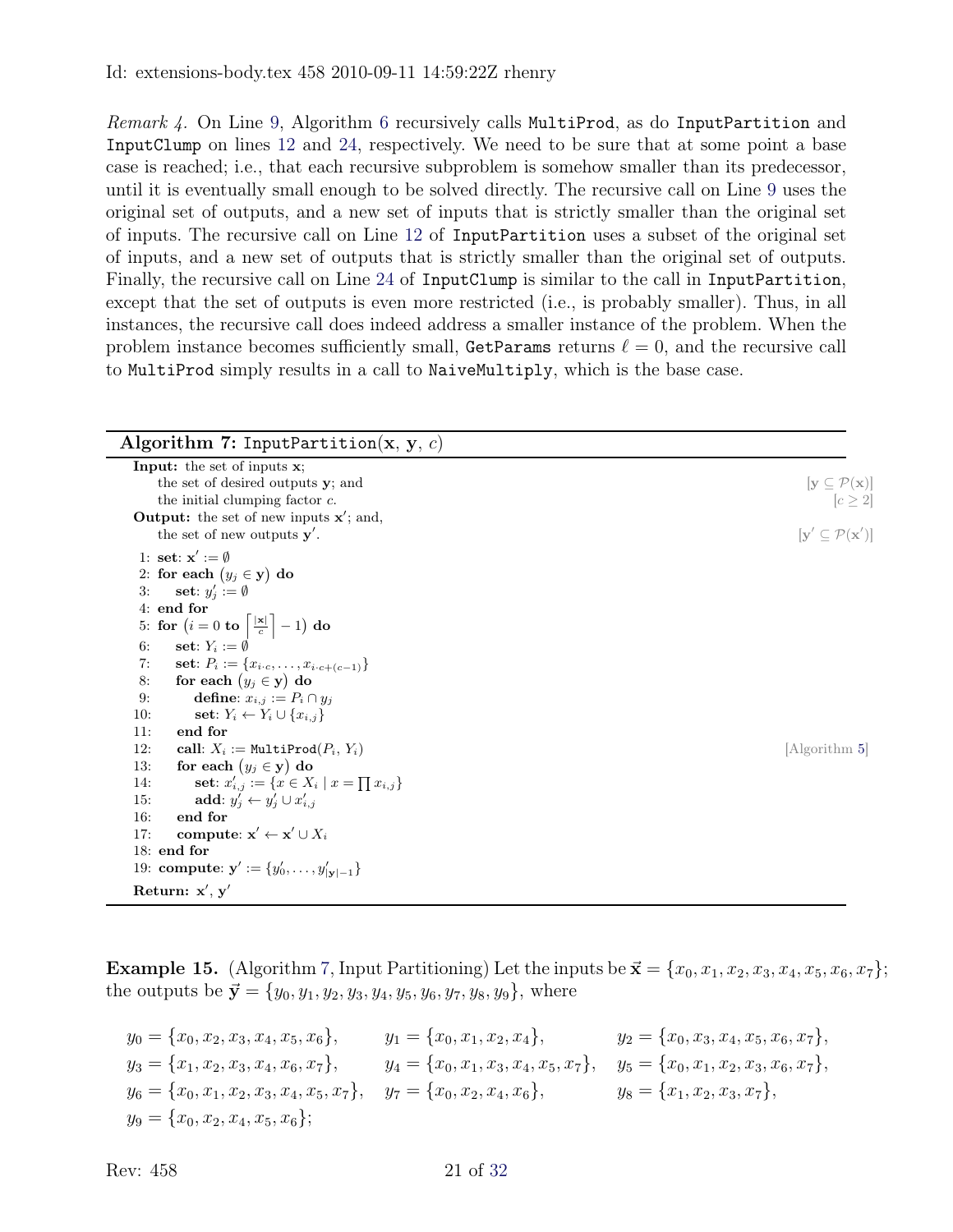*Remark 4.* On Line 9, Algorithm 6 recursively calls `MultiProd`, as do `InputPartition` and `InputClump` on lines 12 and 24, respectively. We need to be sure that at some point a base case is reached; i.e., that each recursive subproblem is somehow smaller than its predecessor, until it is eventually small enough to be solved directly. The recursive call on Line 9 uses the original set of outputs, and a new set of inputs that is strictly smaller than the original set of inputs. The recursive call on Line 12 of `InputPartition` uses a subset of the original set of inputs, and a new set of outputs that is strictly smaller than the original set of outputs. Finally, the recursive call on Line 24 of `InputClump` is similar to the call in `InputPartition`, except that the set of outputs is even more restricted (i.e., is probably smaller). Thus, in all instances, the recursive call does indeed address a smaller instance of the problem. When the problem instance becomes sufficiently small, `GetParams` returns $\ell = 0$, and the recursive call to `MultiProd` simply results in a call to `NaiveMultiply`, which is the base case.

**Algorithm 7:** `InputPartition`($\mathbf{x}$, $\mathbf{y}$, $c$)

**Input:** the set of inputs $\mathbf{x}$;
the set of desired outputs $\mathbf{y}$; and $[\mathbf{y} \subseteq \mathcal{P}(\mathbf{x})]$
the initial clumping factor $c$. $[c \geq 2]$

**Output:** the set of new inputs $\mathbf{x}'$; and,
the set of new outputs $\mathbf{y}'$. $[\mathbf{y}' \subseteq \mathcal{P}(\mathbf{x}')]$

1: **set**: $\mathbf{x}' := \emptyset$
2: **for each** $(y_j \in \mathbf{y})$ **do**
3: **set**: $y'_j := \emptyset$
4: **end for**
5: **for** $\left(i = 0 \textbf{ to } \left\lceil \frac{|\mathbf{x}|}{c} \right\rceil - 1\right)$ **do**
6: **set**: $Y_i := \emptyset$
7: **set**: $P_i := \{x_{i \cdot c}, \ldots, x_{i \cdot c + (c-1)}\}$
8: **for each** $(y_j \in \mathbf{y})$ **do**
9: **define**: $x_{i,j} := P_i \cap y_j$
10: **set**: $Y_i \leftarrow Y_i \cup \{x_{i,j}\}$
11: **end for**
12: **call**: $X_i :=$ `MultiProd`$(P_i, Y_i)$ [Algorithm 5]
13: **for each** $(y_j \in \mathbf{y})$ **do**
14: **set**: $x'_{i,j} := \{x \in X_i \mid x = \prod x_{i,j}\}$
15: **add**: $y'_j \leftarrow y'_j \cup x'_{i,j}$
16: **end for**
17: **compute**: $\mathbf{x}' \leftarrow \mathbf{x}' \cup X_i$
18: **end for**
19: **compute**: $\mathbf{y}' := \{y'_0, \ldots, y'_{|\mathbf{y}|-1}\}$

**Return:** $\mathbf{x}'$, $\mathbf{y}'$

**Example 15.** (Algorithm 7, Input Partitioning) Let the inputs be $\vec{\mathbf{x}} = \{x_0, x_1, x_2, x_3, x_4, x_5, x_6, x_7\}$; the outputs be $\vec{\mathbf{y}} = \{y_0, y_1, y_2, y_3, y_4, y_5, y_6, y_7, y_8, y_9\}$, where

$$
\begin{aligned}
&y_0 = \{x_0, x_2, x_3, x_4, x_5, x_6\}, && y_1 = \{x_0, x_1, x_2, x_4\}, && y_2 = \{x_0, x_3, x_4, x_5, x_6, x_7\},\\
&y_3 = \{x_1, x_2, x_3, x_4, x_6, x_7\}, && y_4 = \{x_0, x_1, x_3, x_4, x_5, x_7\}, && y_5 = \{x_0, x_1, x_2, x_3, x_6, x_7\},\\
&y_6 = \{x_0, x_1, x_2, x_3, x_4, x_5, x_7\}, && y_7 = \{x_0, x_2, x_4, x_6\}, && y_8 = \{x_1, x_2, x_3, x_7\},\\
&y_9 = \{x_0, x_2, x_4, x_5, x_6\};
\end{aligned}
$$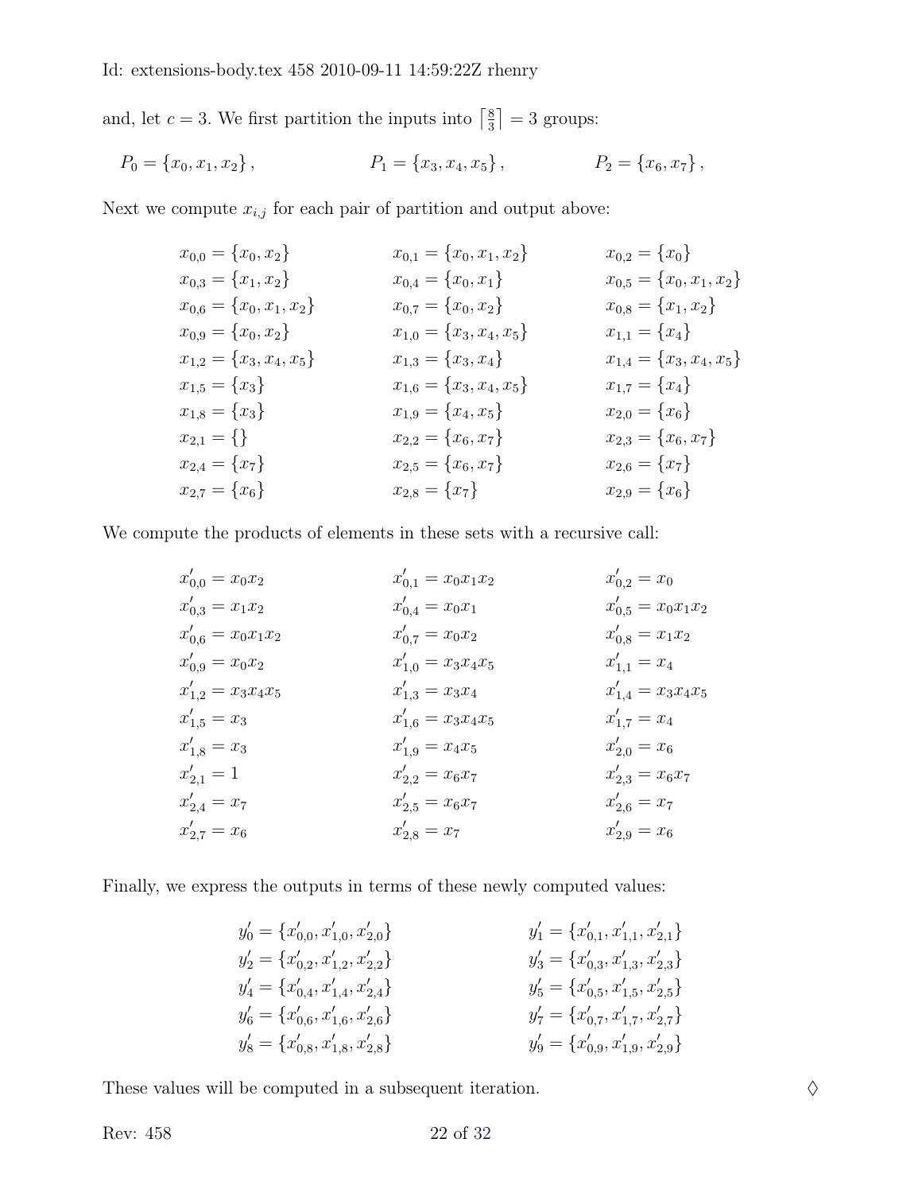and, let $c = 3$. We first partition the inputs into $\lceil \frac{8}{3} \rceil = 3$ groups:

$$P_0 = \{x_0, x_1, x_2\}, \qquad P_1 = \{x_3, x_4, x_5\}, \qquad P_2 = \{x_6, x_7\},$$

Next we compute $x_{i,j}$ for each pair of partition and output above:

$$
\begin{array}{lll}
x_{0,0} = \{x_0, x_2\} & x_{0,1} = \{x_0, x_1, x_2\} & x_{0,2} = \{x_0\} \\
x_{0,3} = \{x_1, x_2\} & x_{0,4} = \{x_0, x_1\} & x_{0,5} = \{x_0, x_1, x_2\} \\
x_{0,6} = \{x_0, x_1, x_2\} & x_{0,7} = \{x_0, x_2\} & x_{0,8} = \{x_1, x_2\} \\
x_{0,9} = \{x_0, x_2\} & x_{1,0} = \{x_3, x_4, x_5\} & x_{1,1} = \{x_4\} \\
x_{1,2} = \{x_3, x_4, x_5\} & x_{1,3} = \{x_3, x_4\} & x_{1,4} = \{x_3, x_4, x_5\} \\
x_{1,5} = \{x_3\} & x_{1,6} = \{x_3, x_4, x_5\} & x_{1,7} = \{x_4\} \\
x_{1,8} = \{x_3\} & x_{1,9} = \{x_4, x_5\} & x_{2,0} = \{x_6\} \\
x_{2,1} = \{\} & x_{2,2} = \{x_6, x_7\} & x_{2,3} = \{x_6, x_7\} \\
x_{2,4} = \{x_7\} & x_{2,5} = \{x_6, x_7\} & x_{2,6} = \{x_7\} \\
x_{2,7} = \{x_6\} & x_{2,8} = \{x_7\} & x_{2,9} = \{x_6\}
\end{array}
$$

We compute the products of elements in these sets with a recursive call:

$$
\begin{array}{lll}
x'_{0,0} = x_0 x_2 & x'_{0,1} = x_0 x_1 x_2 & x'_{0,2} = x_0 \\
x'_{0,3} = x_1 x_2 & x'_{0,4} = x_0 x_1 & x'_{0,5} = x_0 x_1 x_2 \\
x'_{0,6} = x_0 x_1 x_2 & x'_{0,7} = x_0 x_2 & x'_{0,8} = x_1 x_2 \\
x'_{0,9} = x_0 x_2 & x'_{1,0} = x_3 x_4 x_5 & x'_{1,1} = x_4 \\
x'_{1,2} = x_3 x_4 x_5 & x'_{1,3} = x_3 x_4 & x'_{1,4} = x_3 x_4 x_5 \\
x'_{1,5} = x_3 & x'_{1,6} = x_3 x_4 x_5 & x'_{1,7} = x_4 \\
x'_{1,8} = x_3 & x'_{1,9} = x_4 x_5 & x'_{2,0} = x_6 \\
x'_{2,1} = 1 & x'_{2,2} = x_6 x_7 & x'_{2,3} = x_6 x_7 \\
x'_{2,4} = x_7 & x'_{2,5} = x_6 x_7 & x'_{2,6} = x_7 \\
x'_{2,7} = x_6 & x'_{2,8} = x_7 & x'_{2,9} = x_6
\end{array}
$$

Finally, we express the outputs in terms of these newly computed values:

$$
\begin{array}{ll}
y'_0 = \{x'_{0,0}, x'_{1,0}, x'_{2,0}\} & y'_1 = \{x'_{0,1}, x'_{1,1}, x'_{2,1}\} \\
y'_2 = \{x'_{0,2}, x'_{1,2}, x'_{2,2}\} & y'_3 = \{x'_{0,3}, x'_{1,3}, x'_{2,3}\} \\
y'_4 = \{x'_{0,4}, x'_{1,4}, x'_{2,4}\} & y'_5 = \{x'_{0,5}, x'_{1,5}, x'_{2,5}\} \\
y'_6 = \{x'_{0,6}, x'_{1,6}, x'_{2,6}\} & y'_7 = \{x'_{0,7}, x'_{1,7}, x'_{2,7}\} \\
y'_8 = \{x'_{0,8}, x'_{1,8}, x'_{2,8}\} & y'_9 = \{x'_{0,9}, x'_{1,9}, x'_{2,9}\}
\end{array}
$$

These values will be computed in a subsequent iteration. ♢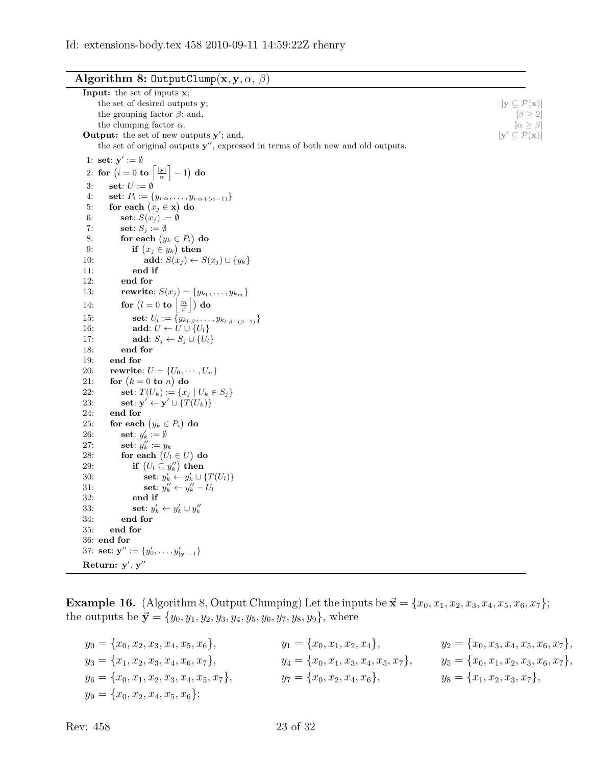**Algorithm 8:** `OutputClump`$(\mathbf{x}, \mathbf{y}, \alpha, \beta)$

**Input:** the set of inputs $\mathbf{x}$;
the set of desired outputs $\mathbf{y}$; $[\mathbf{y} \subseteq \mathcal{P}(\mathbf{x})]$
the grouping factor $\beta$; and, $[\beta \geq 2]$
the clumping factor $\alpha$. $[\alpha \geq \beta]$
**Output:** the set of new outputs $\mathbf{y}'$; and, $[\mathbf{y}' \subseteq \mathcal{P}(\mathbf{x})]$
the set of original outputs $\mathbf{y}''$, expressed in terms of both new and old outputs.

```
1: set: y' := ∅
2: for (i = 0 to ⌈|y|/α⌉ − 1) do
3:     set: U := ∅
4:     set: P_i := {y_{i·α}, ..., y_{i·α+(α−1)}}
5:     for each (x_j ∈ x) do
6:         set: S(x_j) := ∅
7:         set: S_j := ∅
8:         for each (y_k ∈ P_i) do
9:             if (x_j ∈ y_k) then
10:                add: S(x_j) ← S(x_j) ∪ {y_k}
11:            end if
12:        end for
13:        rewrite: S(x_j) = {y_{k_1}, ..., y_{k_m}}
14:        for (l = 0 to ⌊m/β⌋) do
15:            set: U_l := {y_{k_{l·β}}, ..., y_{k_{l·β+(β−1)}}}
16:            add: U ← U ∪ {U_l}
17:            add: S_j ← S_j ∪ {U_l}
18:        end for
19:    end for
20:    rewrite: U = {U_0, ..., U_n}
21:    for (k = 0 to n) do
22:        set: T(U_k) := {x_j | U_k ∈ S_j}
23:        set: y' ← y' ∪ {T(U_k)}
24:    end for
25:    for each (y_k ∈ P_i) do
26:        set: y'_k := ∅
27:        set: y''_k := y_k
28:        for each (U_l ∈ U) do
29:            if (U_l ⊆ y''_k) then
30:                set: y'_k ← y'_k ∪ {T(U_l)}
31:                set: y''_k ← y''_k − U_l
32:            end if
33:            set: y'_k ← y'_k ∪ y''_k
34:        end for
35:    end for
36: end for
37: set: y'' := {y'_0, ..., y'_{|y|−1}}
Return: y', y''
```

**Example 16.** (Algorithm 8, Output Clumping) Let the inputs be $\vec{\mathbf{x}} = \{x_0, x_1, x_2, x_3, x_4, x_5, x_6, x_7\}$; the outputs be $\vec{\mathbf{y}} = \{y_0, y_1, y_2, y_3, y_4, y_5, y_6, y_7, y_8, y_9\}$, where

$$y_0 = \{x_0, x_2, x_3, x_4, x_5, x_6\}, \quad y_1 = \{x_0, x_1, x_2, x_4\}, \quad y_2 = \{x_0, x_3, x_4, x_5, x_6, x_7\},$$
$$y_3 = \{x_1, x_2, x_3, x_4, x_6, x_7\}, \quad y_4 = \{x_0, x_1, x_3, x_4, x_5, x_7\}, \quad y_5 = \{x_0, x_1, x_2, x_3, x_6, x_7\},$$
$$y_6 = \{x_0, x_1, x_2, x_3, x_4, x_5, x_7\}, \quad y_7 = \{x_0, x_2, x_4, x_6\}, \quad y_8 = \{x_1, x_2, x_3, x_7\},$$
$$y_9 = \{x_0, x_2, x_4, x_5, x_6\};$$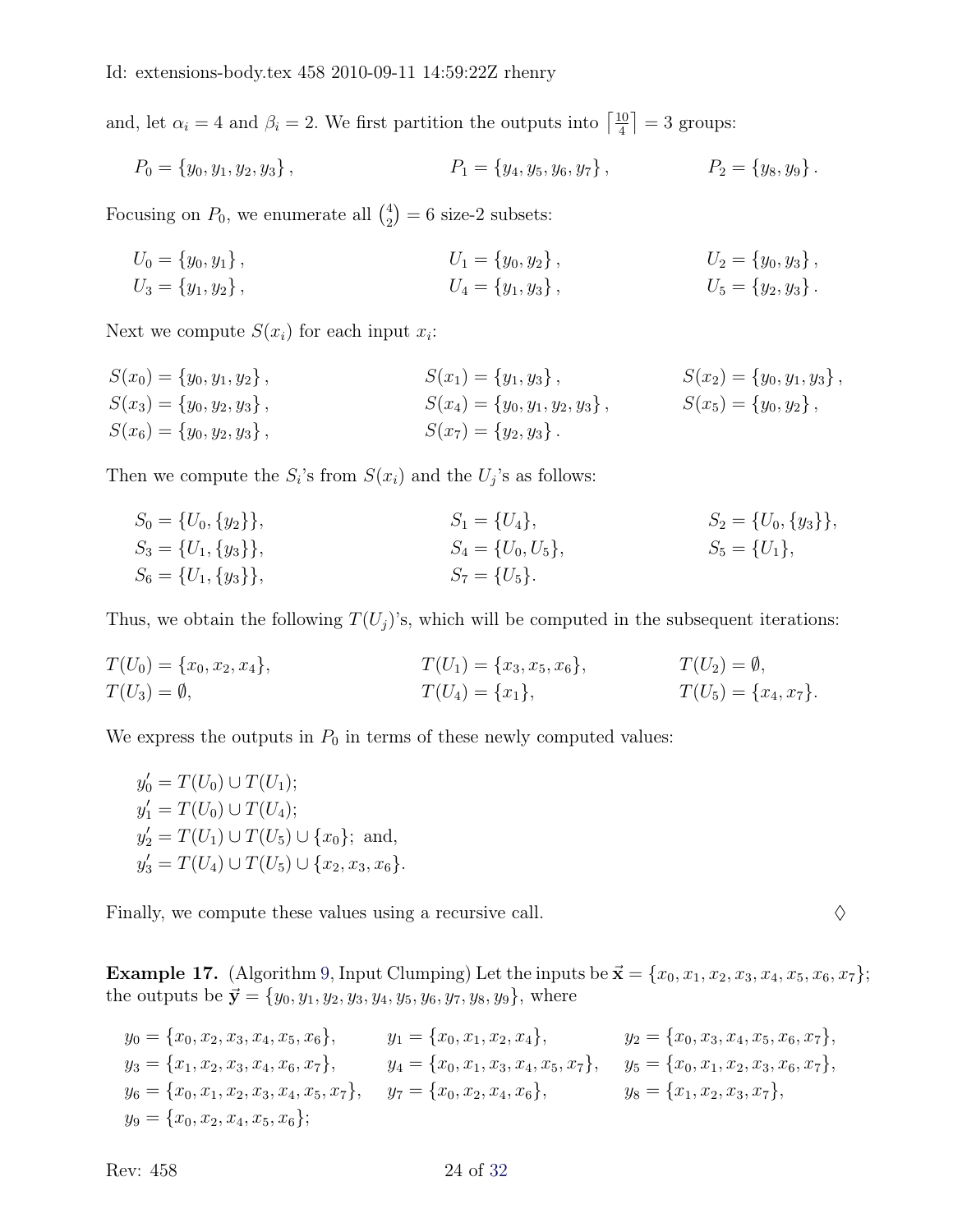and, let $\alpha_i = 4$ and $\beta_i = 2$. We first partition the outputs into $\lceil \frac{10}{4} \rceil = 3$ groups:

$$P_0 = \{y_0, y_1, y_2, y_3\}, \qquad P_1 = \{y_4, y_5, y_6, y_7\}, \qquad P_2 = \{y_8, y_9\}.$$

Focusing on $P_0$, we enumerate all $\binom{4}{2} = 6$ size-2 subsets:

$$U_0 = \{y_0, y_1\}, \qquad U_1 = \{y_0, y_2\}, \qquad U_2 = \{y_0, y_3\},$$
$$U_3 = \{y_1, y_2\}, \qquad U_4 = \{y_1, y_3\}, \qquad U_5 = \{y_2, y_3\}.$$

Next we compute $S(x_i)$ for each input $x_i$:

$$S(x_0) = \{y_0, y_1, y_2\}, \qquad S(x_1) = \{y_1, y_3\}, \qquad S(x_2) = \{y_0, y_1, y_3\},$$
$$S(x_3) = \{y_0, y_2, y_3\}, \qquad S(x_4) = \{y_0, y_1, y_2, y_3\}, \qquad S(x_5) = \{y_0, y_2\},$$
$$S(x_6) = \{y_0, y_2, y_3\}, \qquad S(x_7) = \{y_2, y_3\}.$$

Then we compute the $S_i$'s from $S(x_i)$ and the $U_j$'s as follows:

$$S_0 = \{U_0, \{y_2\}\}, \qquad S_1 = \{U_4\}, \qquad S_2 = \{U_0, \{y_3\}\},$$
$$S_3 = \{U_1, \{y_3\}\}, \qquad S_4 = \{U_0, U_5\}, \qquad S_5 = \{U_1\},$$
$$S_6 = \{U_1, \{y_3\}\}, \qquad S_7 = \{U_5\}.$$

Thus, we obtain the following $T(U_j)$'s, which will be computed in the subsequent iterations:

$$T(U_0) = \{x_0, x_2, x_4\}, \qquad T(U_1) = \{x_3, x_5, x_6\}, \qquad T(U_2) = \emptyset,$$
$$T(U_3) = \emptyset, \qquad T(U_4) = \{x_1\}, \qquad T(U_5) = \{x_4, x_7\}.$$

We express the outputs in $P_0$ in terms of these newly computed values:

$y'_0 = T(U_0) \cup T(U_1)$;
$y'_1 = T(U_0) \cup T(U_4)$;
$y'_2 = T(U_1) \cup T(U_5) \cup \{x_0\}$; and,
$y'_3 = T(U_4) \cup T(U_5) \cup \{x_2, x_3, x_6\}$.

Finally, we compute these values using a recursive call. ♢

**Example 17.** (Algorithm 9, Input Clumping) Let the inputs be $\vec{\mathbf{x}} = \{x_0, x_1, x_2, x_3, x_4, x_5, x_6, x_7\}$; the outputs be $\vec{\mathbf{y}} = \{y_0, y_1, y_2, y_3, y_4, y_5, y_6, y_7, y_8, y_9\}$, where

$$y_0 = \{x_0, x_2, x_3, x_4, x_5, x_6\}, \qquad y_1 = \{x_0, x_1, x_2, x_4\}, \qquad y_2 = \{x_0, x_3, x_4, x_5, x_6, x_7\},$$
$$y_3 = \{x_1, x_2, x_3, x_4, x_6, x_7\}, \qquad y_4 = \{x_0, x_1, x_3, x_4, x_5, x_7\}, \qquad y_5 = \{x_0, x_1, x_2, x_3, x_6, x_7\},$$
$$y_6 = \{x_0, x_1, x_2, x_3, x_4, x_5, x_7\}, \qquad y_7 = \{x_0, x_2, x_4, x_6\}, \qquad y_8 = \{x_1, x_2, x_3, x_7\},$$
$$y_9 = \{x_0, x_2, x_4, x_5, x_6\};$$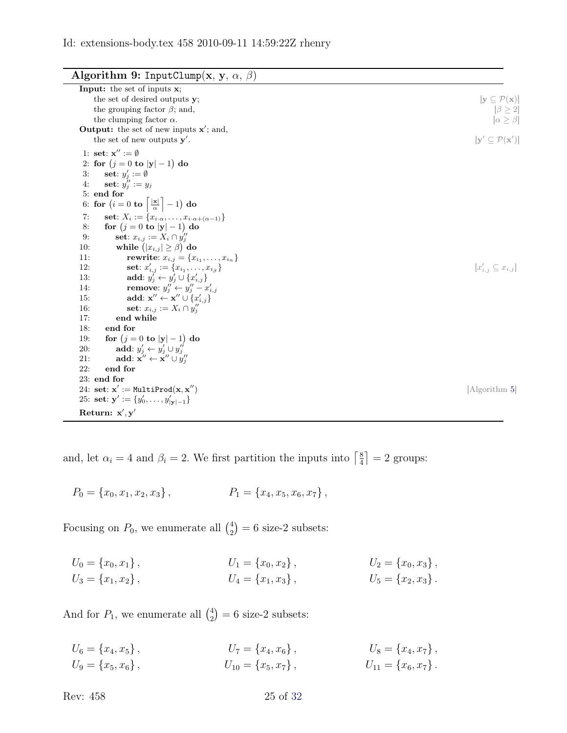Id: extensions-body.tex 458 2010-09-11 14:59:22Z rhenry

**Algorithm 9:** `InputClump`($\mathbf{x}$, $\mathbf{y}$, $\alpha$, $\beta$)

```
Input:  the set of inputs x;
        the set of desired outputs y;                         [y ⊆ P(x)]
        the grouping factor β; and,                           [β ≥ 2]
        the clumping factor α.                                [α ≥ β]
Output: the set of new inputs x'; and,
        the set of new outputs y'.                            [y' ⊆ P(x')]

 1: set: x'' := ∅
 2: for (j = 0 to |y| − 1) do
 3:     set: y'_j := ∅
 4:     set: y''_j := y_j
 5: end for
 6: for (i = 0 to ⌈|x|/α⌉ − 1) do
 7:     set: X_i := {x_{i·α}, ..., x_{i·α+(α−1)}}
 8:     for (j = 0 to |y| − 1) do
 9:         set: x_{i,j} := X_i ∩ y''_j
10:         while (|x_{i,j}| ≥ β) do
11:             rewrite: x_{i,j} = {x_{i_1}, ..., x_{i_n}}
12:             set: x'_{i,j} := {x_{i_1}, ..., x_{i_β}}          [x'_{i,j} ⊆ x_{i,j}]
13:             add: y'_j ← y'_j ∪ {x'_{i,j}}
14:             remove: y''_j ← y''_j − x'_{i,j}
15:             add: x'' ← x'' ∪ {x'_{i,j}}
16:             set: x_{i,j} := X_i ∩ y''_j
17:         end while
18:     end for
19:     for (j = 0 to |y| − 1) do
20:         add: y'_j ← y'_j ∪ y''_j
21:         add: x'' ← x'' ∪ y''_j
22:     end for
23: end for
24: set: x' := MultiProd(x, x'')                              [Algorithm 5]
25: set: y' := {y'_0, ..., y'_{|y|−1}}
Return: x', y'
```

and, let $\alpha_i = 4$ and $\beta_i = 2$. We first partition the inputs into $\lceil \frac{8}{4} \rceil = 2$ groups:

$$P_0 = \{x_0, x_1, x_2, x_3\}, \qquad P_1 = \{x_4, x_5, x_6, x_7\},$$

Focusing on $P_0$, we enumerate all $\binom{4}{2} = 6$ size-2 subsets:

$$U_0 = \{x_0, x_1\}, \qquad U_1 = \{x_0, x_2\}, \qquad U_2 = \{x_0, x_3\},$$
$$U_3 = \{x_1, x_2\}, \qquad U_4 = \{x_1, x_3\}, \qquad U_5 = \{x_2, x_3\}.$$

And for $P_1$, we enumerate all $\binom{4}{2} = 6$ size-2 subsets:

$$U_6 = \{x_4, x_5\}, \qquad U_7 = \{x_4, x_6\}, \qquad U_8 = \{x_4, x_7\},$$
$$U_9 = \{x_5, x_6\}, \qquad U_{10} = \{x_5, x_7\}, \qquad U_{11} = \{x_6, x_7\}.$$

Rev: 458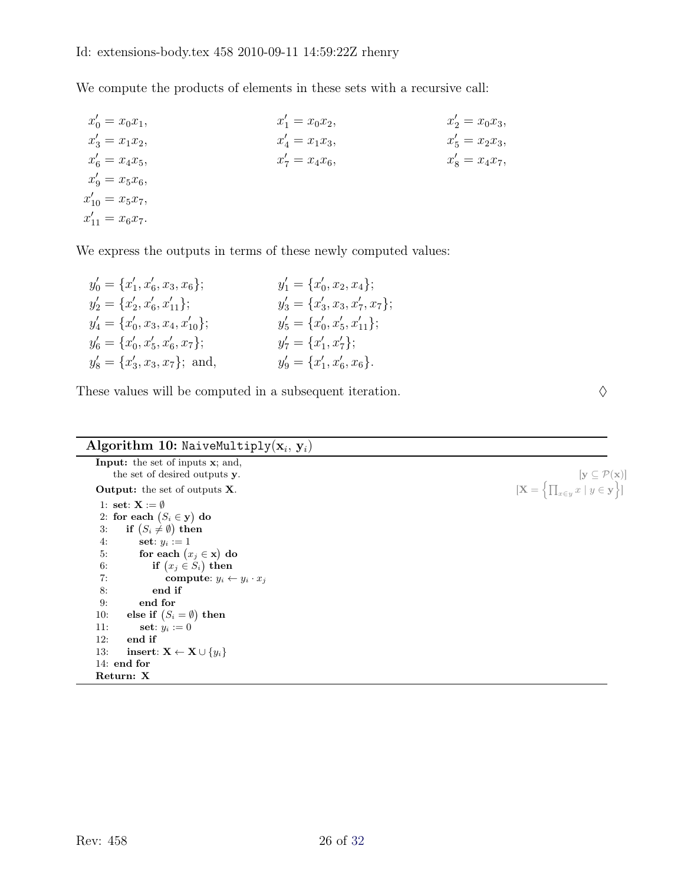We compute the products of elements in these sets with a recursive call:

$$
\begin{aligned}
x'_0 &= x_0 x_1, & x'_1 &= x_0 x_2, & x'_2 &= x_0 x_3,\\
x'_3 &= x_1 x_2, & x'_4 &= x_1 x_3, & x'_5 &= x_2 x_3,\\
x'_6 &= x_4 x_5, & x'_7 &= x_4 x_6, & x'_8 &= x_4 x_7,\\
x'_9 &= x_5 x_6, & & & &\\
x'_{10} &= x_5 x_7, & & & &\\
x'_{11} &= x_6 x_7. & & & &
\end{aligned}
$$

We express the outputs in terms of these newly computed values:

$$
\begin{aligned}
y'_0 &= \{x'_1, x'_6, x_3, x_6\}; & y'_1 &= \{x'_0, x_2, x_4\};\\
y'_2 &= \{x'_2, x'_6, x'_{11}\}; & y'_3 &= \{x'_3, x_3, x'_7, x_7\};\\
y'_4 &= \{x'_0, x_3, x_4, x'_{10}\}; & y'_5 &= \{x'_0, x'_5, x'_{11}\};\\
y'_6 &= \{x'_0, x'_5, x'_6, x_7\}; & y'_7 &= \{x'_1, x'_7\};\\
y'_8 &= \{x'_3, x_3, x_7\}; \text{ and,} & y'_9 &= \{x'_1, x'_6, x_6\}.
\end{aligned}
$$

These values will be computed in a subsequent iteration. ◊

**Algorithm 10:** `NaiveMultiply`($\mathbf{x}_i$, $\mathbf{y}_i$)

```
Input: the set of inputs x; and,
       the set of desired outputs y.                    [y ⊆ P(x)]
Output: the set of outputs X.                           [X = { ∏_{x∈y} x | y ∈ y }]
 1: set: X := ∅
 2: for each (S_i ∈ y) do
 3:     if (S_i ≠ ∅) then
 4:         set: y_i := 1
 5:         for each (x_j ∈ x) do
 6:             if (x_j ∈ S_i) then
 7:                 compute: y_i ← y_i · x_j
 8:             end if
 9:         end for
10:     else if (S_i = ∅) then
11:         set: y_i := 0
12:     end if
13:     insert: X ← X ∪ {y_i}
14: end for
Return: X
```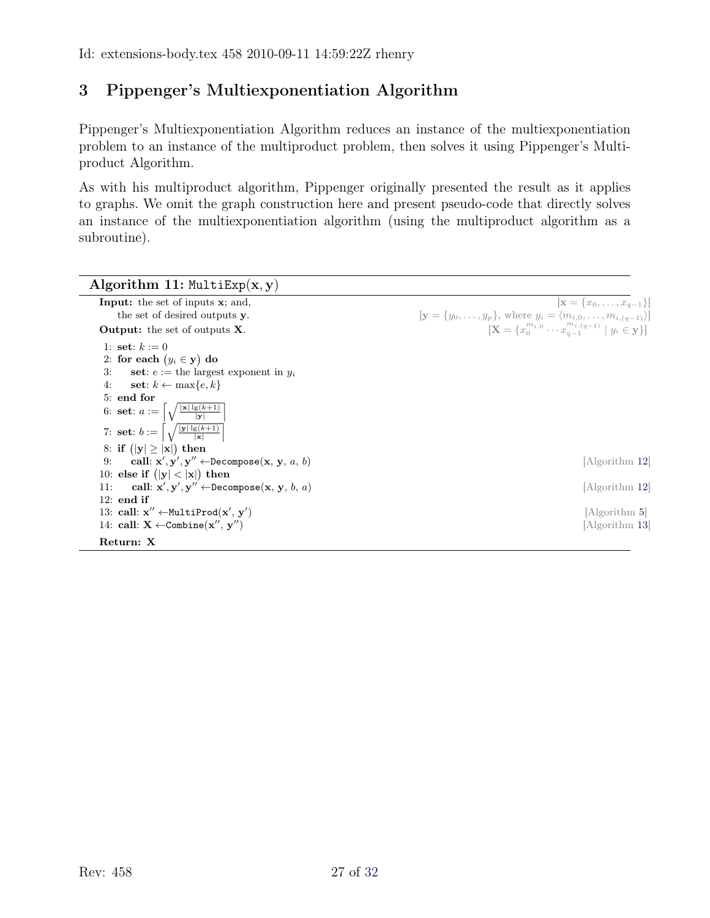## 3 Pippenger's Multiexponentiation Algorithm

Pippenger's Multiexponentiation Algorithm reduces an instance of the multiexponentiation problem to an instance of the multiproduct problem, then solves it using Pippenger's Multiproduct Algorithm.

As with his multiproduct algorithm, Pippenger originally presented the result as it applies to graphs. We omit the graph construction here and present pseudo-code that directly solves an instance of the multiexponentiation algorithm (using the multiproduct algorithm as a subroutine).

**Algorithm 11:** `MultiExp`$(\mathbf{x}, \mathbf{y})$

**Input:** the set of inputs $\mathbf{x}$; and, $[\mathbf{x} = \{x_0, \ldots, x_{q-1}\}]$
the set of desired outputs $\mathbf{y}$. $[\mathbf{y} = \{y_0, \ldots, y_p\}$, where $y_i = \langle m_{i,0}, \ldots, m_{i,(q-1)} \rangle]$

**Output:** the set of outputs $\mathbf{X}$. $[\mathbf{X} = \{x_0^{m_{i,0}} \cdots x_{q-1}^{m_{i,(q-1)}} \mid y_i \in \mathbf{y}\}]$

```
1: set: k := 0
2: for each (y_i ∈ y) do
3:     set: e := the largest exponent in y_i
4:     set: k ← max{e, k}
5: end for
6: set: a := ⌈ sqrt( |x| lg(k+1) / |y| ) ⌉
7: set: b := ⌈ sqrt( |y| lg(k+1) / |x| ) ⌉
8: if (|y| ≥ |x|) then
9:     call: x', y', y'' ← Decompose(x, y, a, b)          [Algorithm 12]
10: else if (|y| < |x|) then
11:     call: x', y', y'' ← Decompose(x, y, b, a)         [Algorithm 12]
12: end if
13: call: x'' ← MultiProd(x', y')                         [Algorithm 5]
14: call: X ← Combine(x'', y'')                           [Algorithm 13]
Return: X
```

where in lines 6 and 7: $a := \left\lceil \sqrt{\frac{|\mathbf{x}| \lg(k+1)}{|\mathbf{y}|}} \right\rceil$ and $b := \left\lceil \sqrt{\frac{|\mathbf{y}| \lg(k+1)}{|\mathbf{x}|}} \right\rceil$.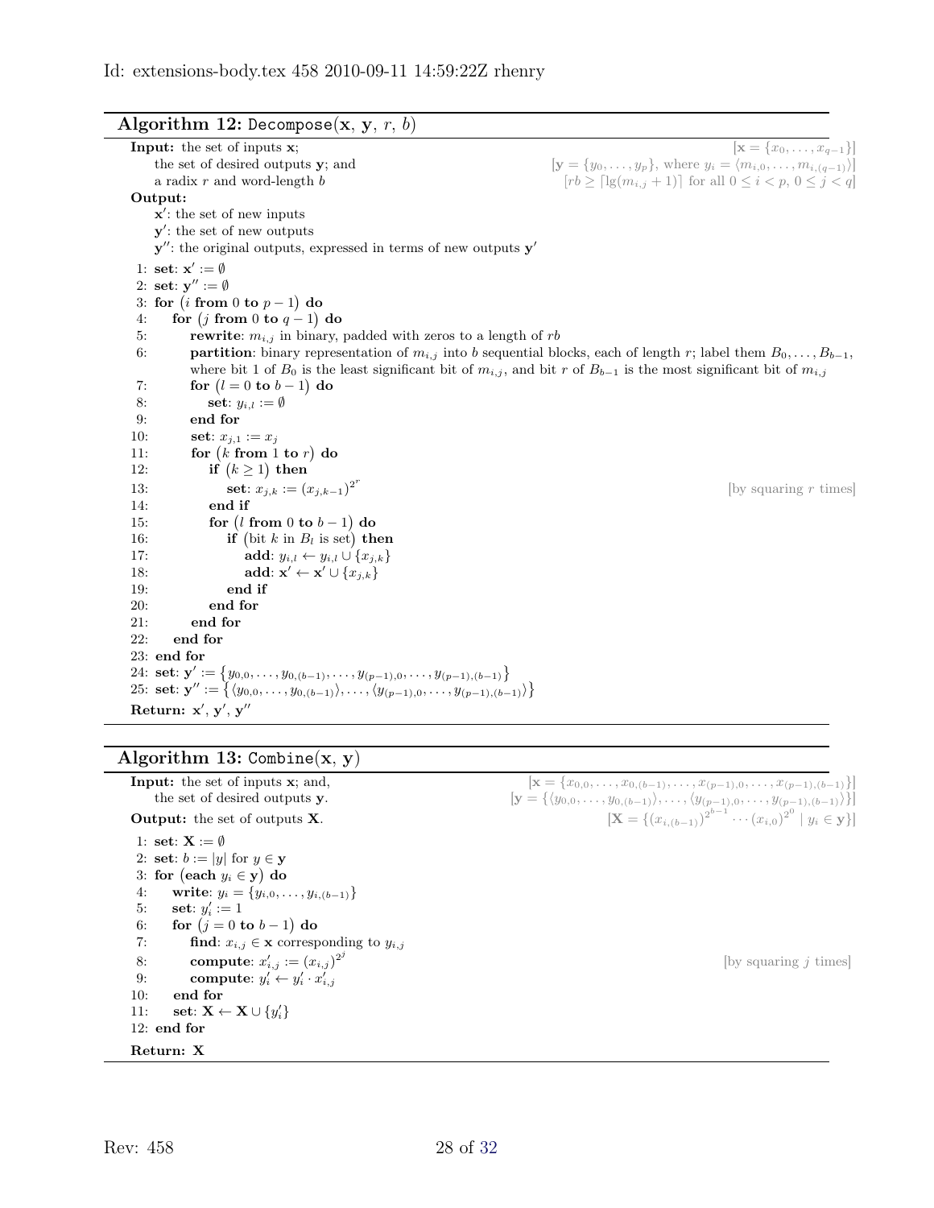Id: extensions-body.tex 458 2010-09-11 14:59:22Z rhenry

**Algorithm 12:** `Decompose`($\mathbf{x}$, $\mathbf{y}$, $r$, $b$)

**Input:** the set of inputs $\mathbf{x}$; [$\mathbf{x} = \{x_0, \ldots, x_{q-1}\}$]
the set of desired outputs $\mathbf{y}$; and [$\mathbf{y} = \{y_0, \ldots, y_p\}$, where $y_i = \langle m_{i,0}, \ldots, m_{i,(q-1)} \rangle$]
a radix $r$ and word-length $b$ [$rb \geq \lceil \lg(m_{i,j} + 1) \rceil$ for all $0 \leq i < p$, $0 \leq j < q$]

**Output:**
$\mathbf{x}'$: the set of new inputs
$\mathbf{y}'$: the set of new outputs
$\mathbf{y}''$: the original outputs, expressed in terms of new outputs $\mathbf{y}'$

```
1: set: x' := ∅
2: set: y'' := ∅
3: for (i from 0 to p − 1) do
4:     for (j from 0 to q − 1) do
5:         rewrite: m_{i,j} in binary, padded with zeros to a length of rb
6:         partition: binary representation of m_{i,j} into b sequential blocks, each of length r; label them B_0, ..., B_{b−1},
           where bit 1 of B_0 is the least significant bit of m_{i,j}, and bit r of B_{b−1} is the most significant bit of m_{i,j}
7:         for (l = 0 to b − 1) do
8:             set: y_{i,l} := ∅
9:         end for
10:        set: x_{j,1} := x_j
11:        for (k from 1 to r) do
12:            if (k ≥ 1) then
13:                set: x_{j,k} := (x_{j,k−1})^{2^r}                         [by squaring r times]
14:            end if
15:            for (l from 0 to b − 1) do
16:                if (bit k in B_l is set) then
17:                    add: y_{i,l} ← y_{i,l} ∪ {x_{j,k}}
18:                    add: x' ← x' ∪ {x_{j,k}}
19:                end if
20:            end for
21:        end for
22:    end for
23: end for
24: set: y' := {y_{0,0}, ..., y_{0,(b−1)}, ..., y_{(p−1),0}, ..., y_{(p−1),(b−1)}}
25: set: y'' := {⟨y_{0,0}, ..., y_{0,(b−1)}⟩, ..., ⟨y_{(p−1),0}, ..., y_{(p−1),(b−1)}⟩}
Return: x', y', y''
```

**Algorithm 13:** `Combine`($\mathbf{x}$, $\mathbf{y}$)

**Input:** the set of inputs $\mathbf{x}$; and, [$\mathbf{x} = \{x_{0,0}, \ldots, x_{0,(b-1)}, \ldots, x_{(p-1),0}, \ldots, x_{(p-1),(b-1)}\}$]
the set of desired outputs $\mathbf{y}$. [$\mathbf{y} = \{\langle y_{0,0}, \ldots, y_{0,(b-1)} \rangle, \ldots, \langle y_{(p-1),0}, \ldots, y_{(p-1),(b-1)} \rangle\}$]

**Output:** the set of outputs $\mathbf{X}$. [$\mathbf{X} = \{(x_{i,(b-1)})^{2^{b-1}} \cdots (x_{i,0})^{2^0} \mid y_i \in \mathbf{y}\}$]

```
1: set: X := ∅
2: set: b := |y| for y ∈ y
3: for (each y_i ∈ y) do
4:     write: y_i = {y_{i,0}, ..., y_{i,(b−1)}}
5:     set: y'_i := 1
6:     for (j = 0 to b − 1) do
7:         find: x_{i,j} ∈ x corresponding to y_{i,j}
8:         compute: x'_{i,j} := (x_{i,j})^{2^j}                              [by squaring j times]
9:         compute: y'_i ← y'_i · x'_{i,j}
10:    end for
11:    set: X ← X ∪ {y'_i}
12: end for
Return: X
```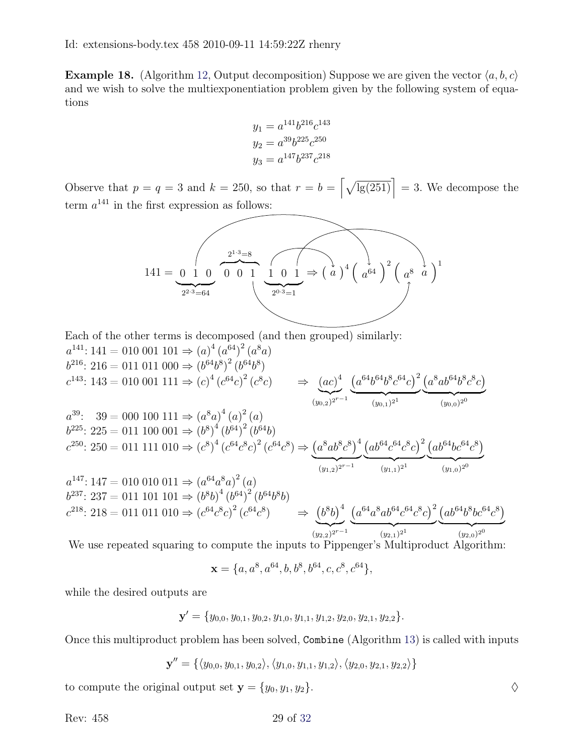**Example 18.** (Algorithm 12, Output decomposition) Suppose we are given the vector $\langle a, b, c\rangle$ and we wish to solve the multiexponentiation problem given by the following system of equations

$$
\begin{aligned}
y_1 &= a^{141}b^{216}c^{143}\\
y_2 &= a^{39}b^{225}c^{250}\\
y_3 &= a^{147}b^{237}c^{218}
\end{aligned}
$$

Observe that $p = q = 3$ and $k = 250$, so that $r = b = \left\lceil \sqrt{\lg(251)} \right\rceil = 3$. We decompose the term $a^{141}$ in the first expression as follows:

$$
141 = \underbrace{0\ 1\ 0}_{2^{2\cdot 3}=64}\ \overbrace{0\ 0\ 1}^{2^{1\cdot 3}=8}\ \underbrace{1\ 0\ 1}_{2^{0\cdot 3}=1} \Rightarrow \left( a \right)^4 \left( a^{64} \right)^2 \left( a^8\ a \right)^1
$$

Each of the other terms is decomposed (and then grouped) similarly:

$a^{141}$: $141 = 010\ 001\ 101 \Rightarrow (a)^4\,(a^{64})^2\,(a^8a)$
$b^{216}$: $216 = 011\ 011\ 000 \Rightarrow (b^{64}b^8)^2\,(b^{64}b^8)$
$c^{143}$: $143 = 010\ 001\ 111 \Rightarrow (c)^4\,(c^{64}c)^2\,(c^8c) \quad \Rightarrow \underbrace{(ac)^4}_{(y_{0,2})^{2^{r-1}}}\ \underbrace{\left(a^{64}b^{64}b^8c^{64}c\right)^2}_{(y_{0,1})^{2^1}}\underbrace{\left(a^8ab^{64}b^8c^8c\right)}_{(y_{0,0})^{2^0}}$

$a^{39}$: $39 = 000\ 100\ 111 \Rightarrow (a^8a)^4\,(a)^2\,(a)$
$b^{225}$: $225 = 011\ 100\ 001 \Rightarrow (b^8)^4\,(b^{64})^2\,(b^{64}b)$
$c^{250}$: $250 = 011\ 111\ 010 \Rightarrow (c^8)^4\,(c^{64}c^8c)^2\,(c^{64}c^8) \Rightarrow \underbrace{\left(a^8ab^8c^8\right)^4}_{(y_{1,2})^{2^{r-1}}}\underbrace{\left(ab^{64}c^{64}c^8c\right)^2}_{(y_{1,1})^{2^1}}\underbrace{\left(ab^{64}bc^{64}c^8\right)}_{(y_{1,0})^{2^0}}$

$a^{147}$: $147 = 010\ 010\ 011 \Rightarrow (a^{64}a^8a)^2\,(a)$
$b^{237}$: $237 = 011\ 101\ 101 \Rightarrow (b^8b)^4\,(b^{64})^2\,(b^{64}b^8b)$
$c^{218}$: $218 = 011\ 011\ 010 \Rightarrow (c^{64}c^8c)^2\,(c^{64}c^8) \quad \Rightarrow \underbrace{\left(b^8b\right)^4}_{(y_{2,2})^{2^{r-1}}}\ \underbrace{\left(a^{64}a^8ab^{64}c^{64}c^8c\right)^2}_{(y_{2,1})^{2^1}}\underbrace{\left(ab^{64}b^8bc^{64}c^8\right)}_{(y_{2,0})^{2^0}}$

We use repeated squaring to compute the inputs to Pippenger's Multiproduct Algorithm:

$$
\mathbf{x} = \{a, a^8, a^{64}, b, b^8, b^{64}, c, c^8, c^{64}\},
$$

while the desired outputs are

$$
\mathbf{y}' = \{y_{0,0}, y_{0,1}, y_{0,2}, y_{1,0}, y_{1,1}, y_{1,2}, y_{2,0}, y_{2,1}, y_{2,2}\}.
$$

Once this multiproduct problem has been solved, `Combine` (Algorithm 13) is called with inputs

$$
\mathbf{y}'' = \{\langle y_{0,0}, y_{0,1}, y_{0,2}\rangle, \langle y_{1,0}, y_{1,1}, y_{1,2}\rangle, \langle y_{2,0}, y_{2,1}, y_{2,2}\rangle\}
$$

to compute the original output set $\mathbf{y} = \{y_0, y_1, y_2\}$. $\Diamond$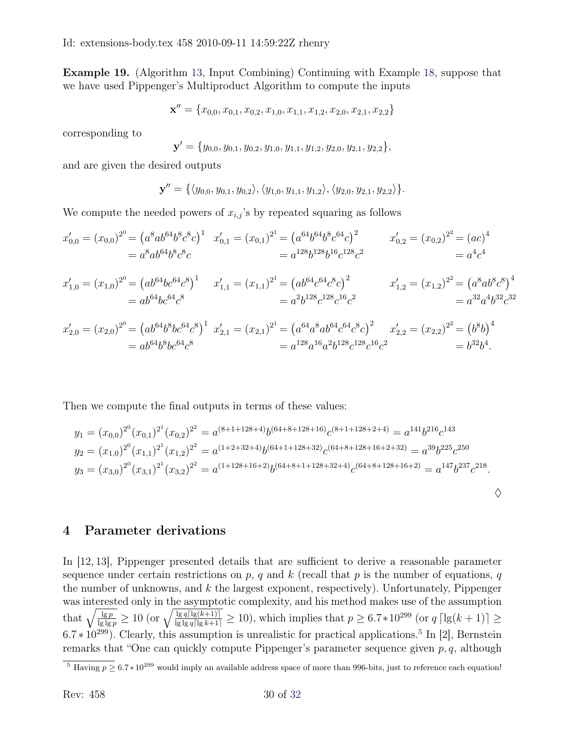**Example 19.** (Algorithm 13, Input Combining) Continuing with Example 18, suppose that we have used Pippenger's Multiproduct Algorithm to compute the inputs

$$\mathbf{x}'' = \{x_{0,0}, x_{0,1}, x_{0,2}, x_{1,0}, x_{1,1}, x_{1,2}, x_{2,0}, x_{2,1}, x_{2,2}\}$$

corresponding to

$$\mathbf{y}' = \{y_{0,0}, y_{0,1}, y_{0,2}, y_{1,0}, y_{1,1}, y_{1,2}, y_{2,0}, y_{2,1}, y_{2,2}\},$$

and are given the desired outputs

$$\mathbf{y}'' = \{\langle y_{0,0}, y_{0,1}, y_{0,2}\rangle, \langle y_{1,0}, y_{1,1}, y_{1,2}\rangle, \langle y_{2,0}, y_{2,1}, y_{2,2}\rangle\}.$$

We compute the needed powers of $x_{i,j}$'s by repeated squaring as follows

$$x'_{0,0} = (x_{0,0})^{2^0} = \left(a^8ab^{64}b^8c^8c\right)^1 = a^8ab^{64}b^8c^8c \quad x'_{0,1} = (x_{0,1})^{2^1} = \left(a^{64}b^{64}b^8c^{64}c\right)^2 = a^{128}b^{128}b^{16}c^{128}c^2 \quad x'_{0,2} = (x_{0,2})^{2^2} = (ac)^4 = a^4c^4$$

$$x'_{1,0} = (x_{1,0})^{2^0} = \left(ab^{64}bc^{64}c^8\right)^1 = ab^{64}bc^{64}c^8 \quad x'_{1,1} = (x_{1,1})^{2^1} = \left(ab^{64}c^{64}c^8c\right)^2 = a^2b^{128}c^{128}c^{16}c^2 \quad x'_{1,2} = (x_{1,2})^{2^2} = \left(a^8ab^8c^8\right)^4 = a^{32}a^4b^{32}c^{32}$$

$$x'_{2,0} = (x_{2,0})^{2^0} = \left(ab^{64}b^8bc^{64}c^8\right)^1 = ab^{64}b^8bc^{64}c^8 \quad x'_{2,1} = (x_{2,1})^{2^1} = \left(a^{64}a^8ab^{64}c^{64}c^8c\right)^2 = a^{128}a^{16}a^2b^{128}c^{128}c^{16}c^2 \quad x'_{2,2} = (x_{2,2})^{2^2} = \left(b^8b\right)^4 = b^{32}b^4.$$

Then we compute the final outputs in terms of these values:

$$y_1 = (x_{0,0})^{2^0}(x_{0,1})^{2^1}(x_{0,2})^{2^2} = a^{(8+1+128+4)}b^{(64+8+128+16)}c^{(8+1+128+2+4)} = a^{141}b^{216}c^{143}$$
$$y_2 = (x_{1,0})^{2^0}(x_{1,1})^{2^1}(x_{1,2})^{2^2} = a^{(1+2+32+4)}b^{(64+1+128+32)}c^{(64+8+128+16+2+32)} = a^{39}b^{225}c^{250}$$
$$y_3 = (x_{3,0})^{2^0}(x_{3,1})^{2^1}(x_{3,2})^{2^2} = a^{(1+128+16+2)}b^{(64+8+1+128+32+4)}c^{(64+8+128+16+2)} = a^{147}b^{237}c^{218}.$$

◊

## 4 Parameter derivations

In [12, 13], Pippenger presented details that are sufficient to derive a reasonable parameter sequence under certain restrictions on $p$, $q$ and $k$ (recall that $p$ is the number of equations, $q$ the number of unknowns, and $k$ the largest exponent, respectively). Unfortunately, Pippenger was interested only in the asymptotic complexity, and his method makes use of the assumption that $\sqrt{\frac{\lg p}{\lg \lg p}} \geq 10$ (or $\sqrt{\frac{\lg q \lceil \lg(k+1)\rceil}{\lg \lg q \lceil \lg k+1\rceil}} \geq 10$), which implies that $p \geq 6.7 * 10^{299}$ (or $q \lceil \lg(k+1)\rceil \geq 6.7 * 10^{299}$). Clearly, this assumption is unrealistic for practical applications.[5] In [2], Bernstein remarks that "One can quickly compute Pippenger's parameter sequence given $p, q$, although

[5] Having $p \geq 6.7 * 10^{299}$ would imply an available address space of more than 996-bits, just to reference each equation!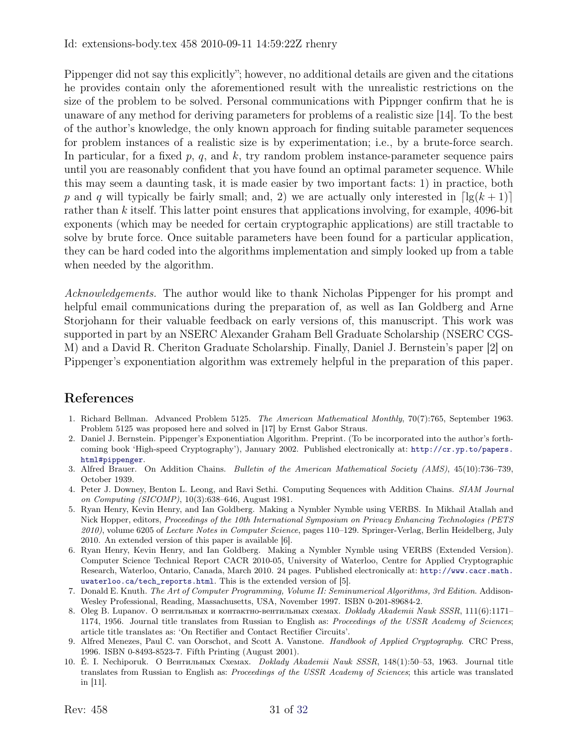Pippenger did not say this explicitly"; however, no additional details are given and the citations he provides contain only the aforementioned result with the unrealistic restrictions on the size of the problem to be solved. Personal communications with Pippnger confirm that he is unaware of any method for deriving parameters for problems of a realistic size [14]. To the best of the author's knowledge, the only known approach for finding suitable parameter sequences for problem instances of a realistic size is by experimentation; i.e., by a brute-force search. In particular, for a fixed $p$, $q$, and $k$, try random problem instance-parameter sequence pairs until you are reasonably confident that you have found an optimal parameter sequence. While this may seem a daunting task, it is made easier by two important facts: 1) in practice, both $p$ and $q$ will typically be fairly small; and, 2) we are actually only interested in $\lceil \lg(k+1) \rceil$ rather than $k$ itself. This latter point ensures that applications involving, for example, 4096-bit exponents (which may be needed for certain cryptographic applications) are still tractable to solve by brute force. Once suitable parameters have been found for a particular application, they can be hard coded into the algorithms implementation and simply looked up from a table when needed by the algorithm.

*Acknowledgements.* The author would like to thank Nicholas Pippenger for his prompt and helpful email communications during the preparation of, as well as Ian Goldberg and Arne Storjohann for their valuable feedback on early versions of, this manuscript. This work was supported in part by an NSERC Alexander Graham Bell Graduate Scholarship (NSERC CGS-M) and a David R. Cheriton Graduate Scholarship. Finally, Daniel J. Bernstein's paper [2] on Pippenger's exponentiation algorithm was extremely helpful in the preparation of this paper.

## References

1. Richard Bellman. Advanced Problem 5125. *The American Mathematical Monthly*, 70(7):765, September 1963. Problem 5125 was proposed here and solved in [17] by Ernst Gabor Straus.
2. Daniel J. Bernstein. Pippenger's Exponentiation Algorithm. Preprint. (To be incorporated into the author's forthcoming book 'High-speed Cryptography'), January 2002. Published electronically at: http://cr.yp.to/papers.html#pippenger.
3. Alfred Brauer. On Addition Chains. *Bulletin of the American Mathematical Society (AMS)*, 45(10):736–739, October 1939.
4. Peter J. Downey, Benton L. Leong, and Ravi Sethi. Computing Sequences with Addition Chains. *SIAM Journal on Computing (SICOMP)*, 10(3):638–646, August 1981.
5. Ryan Henry, Kevin Henry, and Ian Goldberg. Making a Nymbler Nymble using VERBS. In Mikhail Atallah and Nick Hopper, editors, *Proceedings of the 10th International Symposium on Privacy Enhancing Technologies (PETS 2010)*, volume 6205 of *Lecture Notes in Computer Science*, pages 110–129. Springer-Verlag, Berlin Heidelberg, July 2010. An extended version of this paper is available [6].
6. Ryan Henry, Kevin Henry, and Ian Goldberg. Making a Nymbler Nymble using VERBS (Extended Version). Computer Science Technical Report CACR 2010-05, University of Waterloo, Centre for Applied Cryptographic Research, Waterloo, Ontario, Canada, March 2010. 24 pages. Published electronically at: http://www.cacr.math.uwaterloo.ca/tech_reports.html. This is the extended version of [5].
7. Donald E. Knuth. *The Art of Computer Programming, Volume II: Seminumerical Algorithms, 3rd Edition*. Addison-Wesley Professional, Reading, Massachusetts, USA, November 1997. ISBN 0-201-89684-2.
8. Oleg B. Lupanov. О вентильных и контактно-вентильных схемах. *Doklady Akademii Nauk SSSR*, 111(6):1171–1174, 1956. Journal title translates from Russian to English as: *Proceedings of the USSR Academy of Sciences*; article title translates as: 'On Rectifier and Contact Rectifier Circuits'.
9. Alfred Menezes, Paul C. van Oorschot, and Scott A. Vanstone. *Handbook of Applied Cryptography*. CRC Press, 1996. ISBN 0-8493-8523-7. Fifth Printing (August 2001).
10. É. I. Nechiporuk. О Вентильных Схемах. *Doklady Akademii Nauk SSSR*, 148(1):50–53, 1963. Journal title translates from Russian to English as: *Proceedings of the USSR Academy of Sciences*; this article was translated in [11].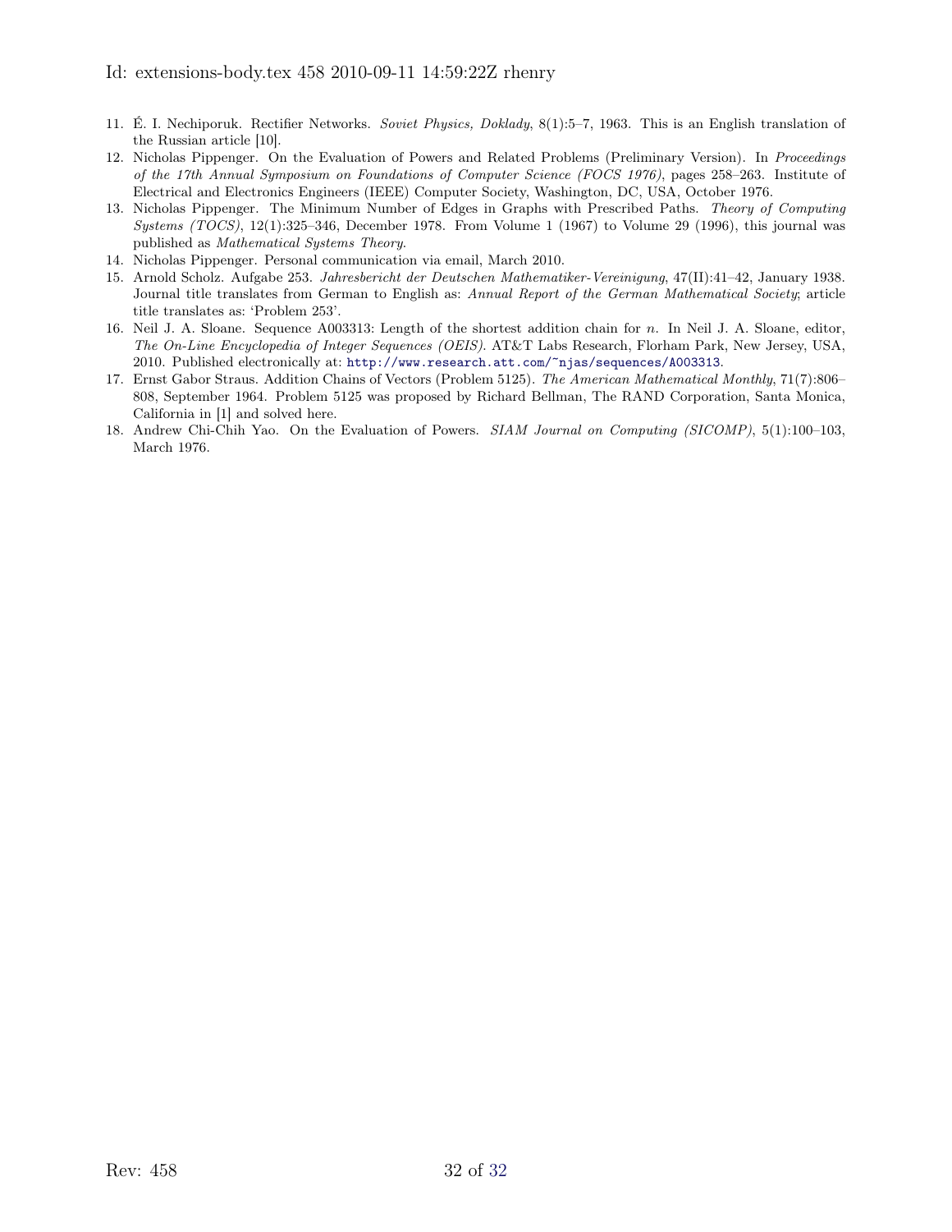11. É. I. Nechiporuk. Rectifier Networks. *Soviet Physics, Doklady*, 8(1):5–7, 1963. This is an English translation of the Russian article [10].
12. Nicholas Pippenger. On the Evaluation of Powers and Related Problems (Preliminary Version). In *Proceedings of the 17th Annual Symposium on Foundations of Computer Science (FOCS 1976)*, pages 258–263. Institute of Electrical and Electronics Engineers (IEEE) Computer Society, Washington, DC, USA, October 1976.
13. Nicholas Pippenger. The Minimum Number of Edges in Graphs with Prescribed Paths. *Theory of Computing Systems (TOCS)*, 12(1):325–346, December 1978. From Volume 1 (1967) to Volume 29 (1996), this journal was published as *Mathematical Systems Theory*.
14. Nicholas Pippenger. Personal communication via email, March 2010.
15. Arnold Scholz. Aufgabe 253. *Jahresbericht der Deutschen Mathematiker-Vereinigung*, 47(II):41–42, January 1938. Journal title translates from German to English as: *Annual Report of the German Mathematical Society*; article title translates as: 'Problem 253'.
16. Neil J. A. Sloane. Sequence A003313: Length of the shortest addition chain for $n$. In Neil J. A. Sloane, editor, *The On-Line Encyclopedia of Integer Sequences (OEIS)*. AT&T Labs Research, Florham Park, New Jersey, USA, 2010. Published electronically at: http://www.research.att.com/~njas/sequences/A003313.
17. Ernst Gabor Straus. Addition Chains of Vectors (Problem 5125). *The American Mathematical Monthly*, 71(7):806–808, September 1964. Problem 5125 was proposed by Richard Bellman, The RAND Corporation, Santa Monica, California in [1] and solved here.
18. Andrew Chi-Chih Yao. On the Evaluation of Powers. *SIAM Journal on Computing (SICOMP)*, 5(1):100–103, March 1976.